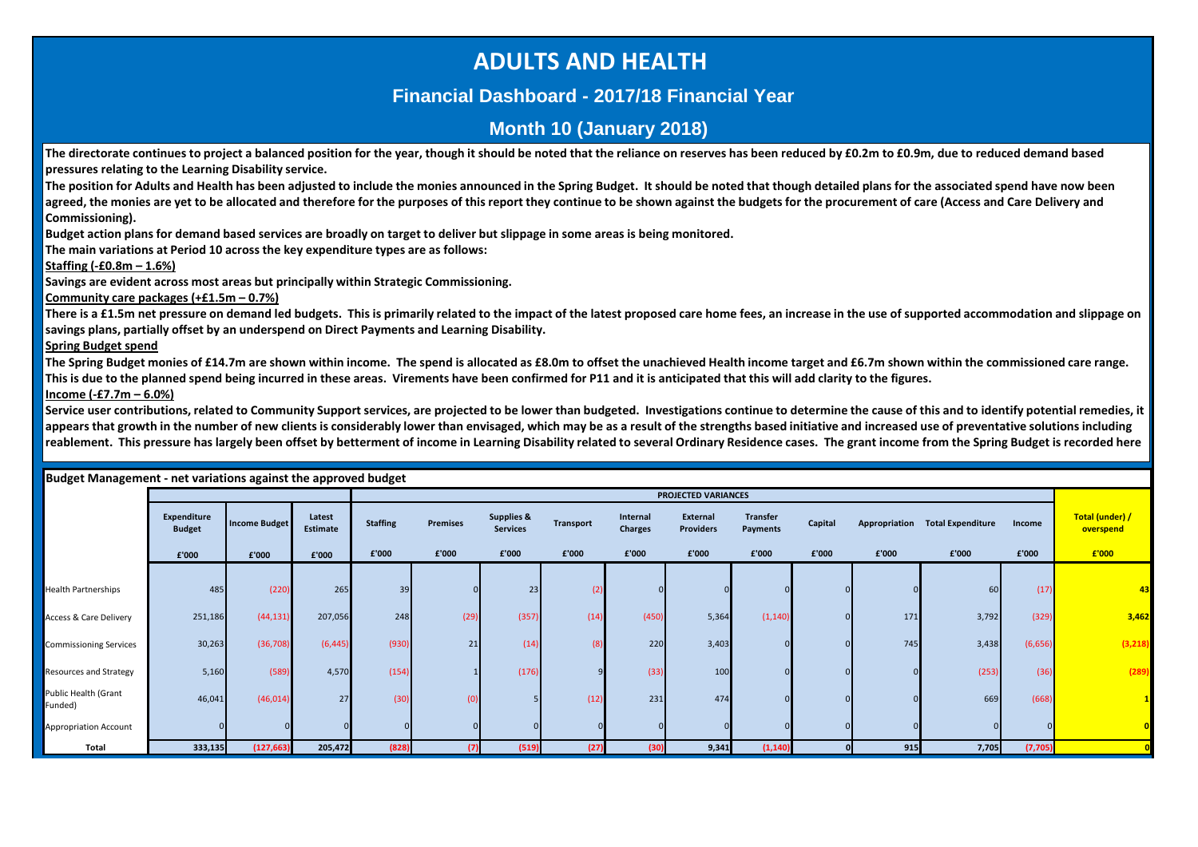# ADULTS AND HEALTH

## Financial Dashboard - 2017/18 Financial Year

## Month 10 (January 2018)

**The directorate continues to project a balanced position for the year, though it should be noted that the reliance on reserves has been reduced by £0.2m to £0.9m, due to reduced demand based pressures relating to the Learning Disability service.**

**The position for Adults and Health has been adjusted to include the monies announced in the Spring Budget. It should be noted that though detailed plans for the associated spend have now been agreed, the monies are yet to be allocated and therefore for the purposes of this report they continue to be shown against the budgets for the procurement of care (Access and Care Delivery and Commissioning).**

**Budget action plans for demand based services are broadly on target to deliver but slippage in some areas is being monitored.**

**The main variations at Period 10 across the key expenditure types are as follows:**

**Staffing (-£0.8m – 1.6%)**

**Savings are evident across most areas but principally within Strategic Commissioning.**

**Community care packages (+£1.5m – 0.7%)**

**There is a £1.5m net pressure on demand led budgets. This is primarily related to the impact of the latest proposed care home fees, an increase in the use of supported accommodation and slippage on savings plans, partially offset by an underspend on Direct Payments and Learning Disability.**

**Spring Budget spend**

**The Spring Budget monies of £14.7m are shown within income. The spend is allocated as £8.0m to offset the unachieved Health income target and £6.7m shown within the commissioned care range. This is due to the planned spend being incurred in these areas. Virements have been confirmed for P11 and it is anticipated that this will add clarity to the figures.**

**Income (-£7.7m – 6.0%)**

**Service user contributions, related to Community Support services, are projected to be lower than budgeted. Investigations continue to determine the cause of this and to identify potential remedies, it appears that growth in the number of new clients is considerably lower than envisaged, which may be as a result of the strengths based initiative and increased use of preventative solutions including reablement. This pressure has largely been offset by betterment of income in Learning Disability related to several Ordinary Residence cases. The grant income from the Spring Budget is recorded here**

**Budget Management - net variations against the approved budget**

| | Expenditure Budget | Income Budget | Latest Estimate | PROJECTED VARIANCES | | | | | | | | | | | Total (under) / overspend |
|---|---|---|---|---|---|---|---|---|---|---|---|---|---|---|---|
| | | | | Staffing | Premises | Supplies & Services | Transport | Internal Charges | External Providers | Transfer Payments | Capital | Appropriation | Total Expenditure | Income | |
| | £'000 | £'000 | £'000 | £'000 | £'000 | £'000 | £'000 | £'000 | £'000 | £'000 | £'000 | £'000 | £'000 | £'000 | £'000 |
| Health Partnerships | 485 | (220) | 265 | 39 | 0 | 23 | (2) | 0 | 0 | 0 | 0 | 0 | 60 | (17) | 43 |
| Access & Care Delivery | 251,186 | (44,131) | 207,056 | 248 | (29) | (357) | (14) | (450) | 5,364 | (1,140) | 0 | 171 | 3,792 | (329) | 3,462 |
| Commissioning Services | 30,263 | (36,708) | (6,445) | (930) | 21 | (14) | (8) | 220 | 3,403 | 0 | 0 | 745 | 3,438 | (6,656) | (3,218) |
| Resources and Strategy | 5,160 | (589) | 4,570 | (154) | 1 | (176) | 9 | (33) | 100 | 0 | 0 | 0 | (253) | (36) | (289) |
| Public Health (Grant Funded) | 46,041 | (46,014) | 27 | (30) | (0) | 5 | (12) | 231 | 474 | 0 | 0 | 0 | 669 | (668) | 1 |
| Appropriation Account | 0 | 0 | 0 | 0 | 0 | 0 | 0 | 0 | 0 | 0 | 0 | 0 | 0 | 0 | 0 |
| **Total** | **333,135** | **(127,663)** | **205,472** | **(828)** | **(7)** | **(519)** | **(27)** | **(30)** | **9,341** | **(1,140)** | **0** | **915** | **7,705** | **(7,705)** | **0** |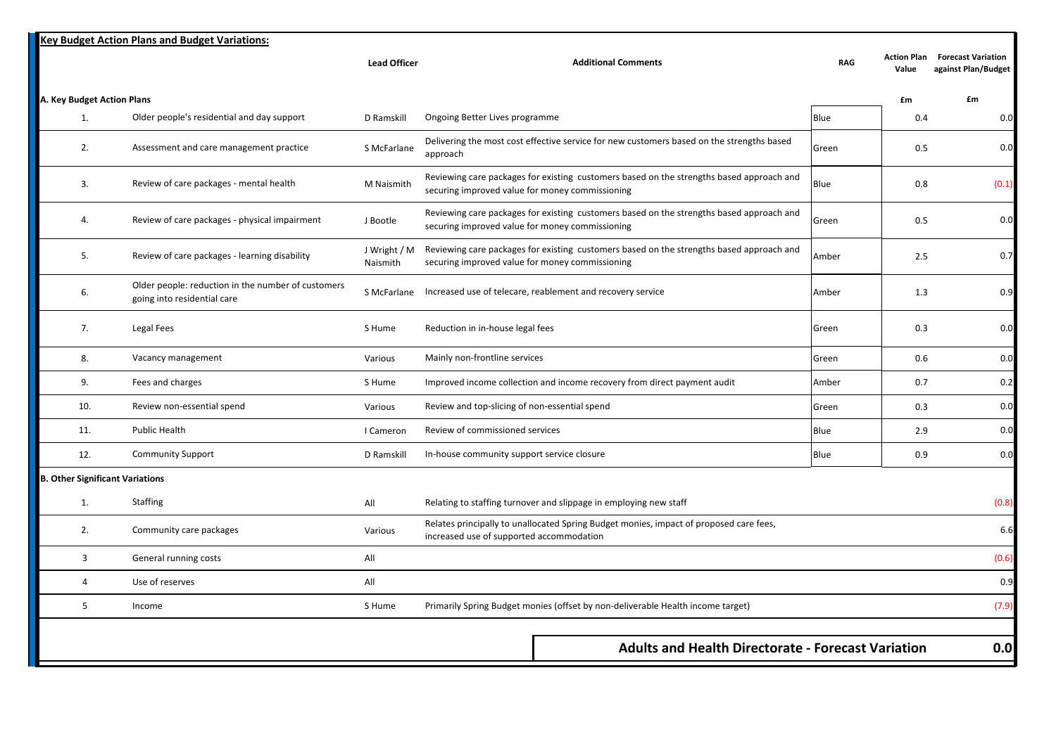## Key Budget Action Plans and Budget Variations:

| | | Lead Officer | Additional Comments | RAG | Action Plan Value | Forecast Variation against Plan/Budget |
|---|---|---|---|---|---|---|
| **A. Key Budget Action Plans** | | | | | £m | £m |
| 1. | Older people's residential and day support | D Ramskill | Ongoing Better Lives programme | Blue | 0.4 | 0.0 |
| 2. | Assessment and care management practice | S McFarlane | Delivering the most cost effective service for new customers based on the strengths based approach | Green | 0.5 | 0.0 |
| 3. | Review of care packages - mental health | M Naismith | Reviewing care packages for existing customers based on the strengths based approach and securing improved value for money commissioning | Blue | 0.8 | (0.1) |
| 4. | Review of care packages - physical impairment | J Bootle | Reviewing care packages for existing customers based on the strengths based approach and securing improved value for money commissioning | Green | 0.5 | 0.0 |
| 5. | Review of care packages - learning disability | J Wright / M Naismith | Reviewing care packages for existing customers based on the strengths based approach and securing improved value for money commissioning | Amber | 2.5 | 0.7 |
| 6. | Older people: reduction in the number of customers going into residential care | S McFarlane | Increased use of telecare, reablement and recovery service | Amber | 1.3 | 0.9 |
| 7. | Legal Fees | S Hume | Reduction in in-house legal fees | Green | 0.3 | 0.0 |
| 8. | Vacancy management | Various | Mainly non-frontline services | Green | 0.6 | 0.0 |
| 9. | Fees and charges | S Hume | Improved income collection and income recovery from direct payment audit | Amber | 0.7 | 0.2 |
| 10. | Review non-essential spend | Various | Review and top-slicing of non-essential spend | Green | 0.3 | 0.0 |
| 11. | Public Health | I Cameron | Review of commissioned services | Blue | 2.9 | 0.0 |
| 12. | Community Support | D Ramskill | In-house community support service closure | Blue | 0.9 | 0.0 |
| **B. Other Significant Variations** | | | | | | |
| 1. | Staffing | All | Relating to staffing turnover and slippage in employing new staff | | | (0.8) |
| 2. | Community care packages | Various | Relates principally to unallocated Spring Budget monies, impact of proposed care fees, increased use of supported accommodation | | | 6.6 |
| 3 | General running costs | All | | | | (0.6) |
| 4 | Use of reserves | All | | | | 0.9 |
| 5 | Income | S Hume | Primarily Spring Budget monies (offset by non-deliverable Health income target) | | | (7.9) |
| | | | **Adults and Health Directorate - Forecast Variation** | | | **0.0** |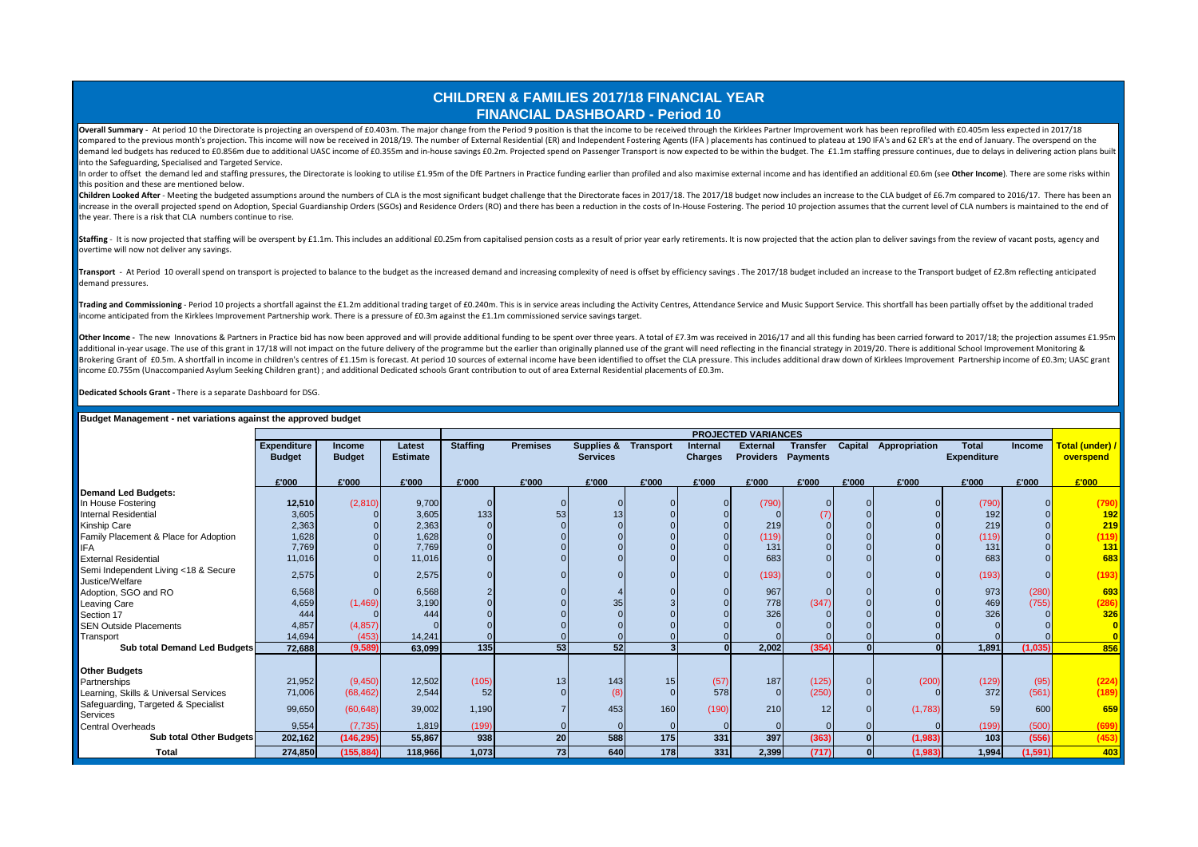# CHILDREN & FAMILIES 2017/18 FINANCIAL YEAR

## FINANCIAL DASHBOARD - Period 10

**Overall Summary** - At period 10 the Directorate is projecting an overspend of £0.403m. The major change from the Period 9 position is that the income to be received through the Kirklees Partner Improvement work has been reprofiled with £0.405m less expected in 2017/18 compared to the previous month's projection. This income will now be received in 2018/19. The number of External Residential (ER) and Independent Fostering Agents (IFA ) placements has continued to plateau at 190 IFA's and 62 ER's at the end of January. The overspend on the demand led budgets has reduced to £0.856m due to additional UASC income of £0.355m and in-house savings £0.2m. Projected spend on Passenger Transport is now expected to be within the budget. The £1.1m staffing pressure continues, due to delays in delivering action plans built into the Safeguarding, Specialised and Targeted Service.

In order to offset the demand led and staffing pressures, the Directorate is looking to utilise £1.95m of the DfE Partners in Practice funding earlier than profiled and also maximise external income and has identified an additional £0.6m (see **Other Income**). There are some risks within this position and these are mentioned below.

**Children Looked After** - Meeting the budgeted assumptions around the numbers of CLA is the most significant budget challenge that the Directorate faces in 2017/18. The 2017/18 budget now includes an increase to the CLA budget of £6.7m compared to 2016/17. There has been an increase in the overall projected spend on Adoption, Special Guardianship Orders (SGOs) and Residence Orders (RO) and there has been a reduction in the costs of In-House Fostering. The period 10 projection assumes that the current level of CLA numbers is maintained to the end of the year. There is a risk that CLA numbers continue to rise.

**Staffing** - It is now projected that staffing will be overspent by £1.1m. This includes an additional £0.25m from capitalised pension costs as a result of prior year early retirements. It is now projected that the action plan to deliver savings from the review of vacant posts, agency and overtime will now not deliver any savings.

**Transport** - At Period 10 overall spend on transport is projected to balance to the budget as the increased demand and increasing complexity of need is offset by efficiency savings . The 2017/18 budget included an increase to the Transport budget of £2.8m reflecting anticipated demand pressures.

**Trading and Commissioning** - Period 10 projects a shortfall against the £1.2m additional trading target of £0.240m. This is in service areas including the Activity Centres, Attendance Service and Music Support Service. This shortfall has been partially offset by the additional traded income anticipated from the Kirklees Improvement Partnership work. There is a pressure of £0.3m against the £1.1m commissioned service savings target.

**Other Income -** The new Innovations & Partners in Practice bid has now been approved and will provide additional funding to be spent over three years. A total of £7.3m was received in 2016/17 and all this funding has been carried forward to 2017/18; the projection assumes £1.95m additional in-year usage. The use of this grant in 17/18 will not impact on the future delivery of the programme but the earlier than originally planned use of the grant will need reflecting in the financial strategy in 2019/20. There is additional School Improvement Monitoring & Brokering Grant of £0.5m. A shortfall in income in children's centres of £1.15m is forecast. At period 10 sources of external income have been identified to offset the CLA pressure. This includes additional draw down of Kirklees Improvement Partnership income of £0.3m; UASC grant income £0.755m (Unaccompanied Asylum Seeking Children grant) ; and additional Dedicated schools Grant contribution to out of area External Residential placements of £0.3m.

**Dedicated Schools Grant -** There is a separate Dashboard for DSG.

**Budget Management - net variations against the approved budget**

| | Expenditure Budget | Income Budget | Latest Estimate | PROJECTED VARIANCES | | | | | | | | | | | | |
|---|---|---|---|---|---|---|---|---|---|---|---|---|---|---|---|
| | | | | Staffing | Premises | Supplies & Services | Transport | Internal Charges | External Providers | Transfer Payments | Capital | Appropriation | Total Expenditure | Income | Total (under) / overspend |
| | £'000 | £'000 | £'000 | £'000 | £'000 | £'000 | £'000 | £'000 | £'000 | £'000 | £'000 | £'000 | £'000 | £'000 | £'000 |
| **Demand Led Budgets:** | | | | | | | | | | | | | | | |
| In House Fostering | 12,510 | (2,810) | 9,700 | 0 | 0 | 0 | 0 | 0 | (790) | 0 | 0 | 0 | (790) | 0 | (790) |
| Internal Residential | 3,605 | 0 | 3,605 | 133 | 53 | 13 | 0 | 0 | 0 | (7) | 0 | 0 | 192 | 0 | 192 |
| Kinship Care | 2,363 | 0 | 2,363 | 0 | 0 | 0 | 0 | 0 | 219 | 0 | 0 | 0 | 219 | 0 | 219 |
| Family Placement & Place for Adoption | 1,628 | 0 | 1,628 | 0 | 0 | 0 | 0 | 0 | (119) | 0 | 0 | 0 | (119) | 0 | (119) |
| IFA | 7,769 | 0 | 7,769 | 0 | 0 | 0 | 0 | 0 | 131 | 0 | 0 | 0 | 131 | 0 | 131 |
| External Residential | 11,016 | 0 | 11,016 | 0 | 0 | 0 | 0 | 0 | 683 | 0 | 0 | 0 | 683 | 0 | 683 |
| Semi Independent Living <18 & Secure Justice/Welfare | 2,575 | 0 | 2,575 | 0 | 0 | 0 | 0 | 0 | (193) | 0 | 0 | 0 | (193) | 0 | (193) |
| Adoption, SGO and RO | 6,568 | 0 | 6,568 | 2 | 0 | 4 | 0 | 0 | 967 | 0 | 0 | 0 | 973 | (280) | 693 |
| Leaving Care | 4,659 | (1,469) | 3,190 | 0 | 0 | 35 | 3 | 0 | 778 | (347) | 0 | 0 | 469 | (755) | (286) |
| Section 17 | 444 | 0 | 444 | 0 | 0 | 0 | 0 | 0 | 326 | 0 | 0 | 0 | 326 | 0 | 326 |
| SEN Outside Placements | 4,857 | (4,857) | 0 | 0 | 0 | 0 | 0 | 0 | 0 | 0 | 0 | 0 | 0 | 0 | 0 |
| Transport | 14,694 | (453) | 14,241 | 0 | 0 | 0 | 0 | 0 | 0 | 0 | 0 | 0 | 0 | 0 | 0 |
| **Sub total Demand Led Budgets** | **72,688** | **(9,589)** | **63,099** | **135** | **53** | **52** | **3** | **0** | **2,002** | **(354)** | **0** | **0** | **1,891** | **(1,035)** | **856** |
| **Other Budgets** | | | | | | | | | | | | | | | |
| Partnerships | 21,952 | (9,450) | 12,502 | (105) | 13 | 143 | 15 | (57) | 187 | (125) | 0 | (200) | (129) | (95) | (224) |
| Learning, Skills & Universal Services | 71,006 | (68,462) | 2,544 | 52 | 0 | (8) | 0 | 578 | 0 | (250) | 0 | 0 | 372 | (561) | (189) |
| Safeguarding, Targeted & Specialist Services | 99,650 | (60,648) | 39,002 | 1,190 | 7 | 453 | 160 | (190) | 210 | 12 | 0 | (1,783) | 59 | 600 | 659 |
| Central Overheads | 9,554 | (7,735) | 1,819 | (199) | 0 | 0 | 0 | 0 | 0 | 0 | 0 | 0 | (199) | (500) | (699) |
| **Sub total Other Budgets** | **202,162** | **(146,295)** | **55,867** | **938** | **20** | **588** | **175** | **331** | **397** | **(363)** | **0** | **(1,983)** | **103** | **(556)** | **(453)** |
| **Total** | **274,850** | **(155,884)** | **118,966** | **1,073** | **73** | **640** | **178** | **331** | **2,399** | **(717)** | **0** | **(1,983)** | **1,994** | **(1,591)** | **403** |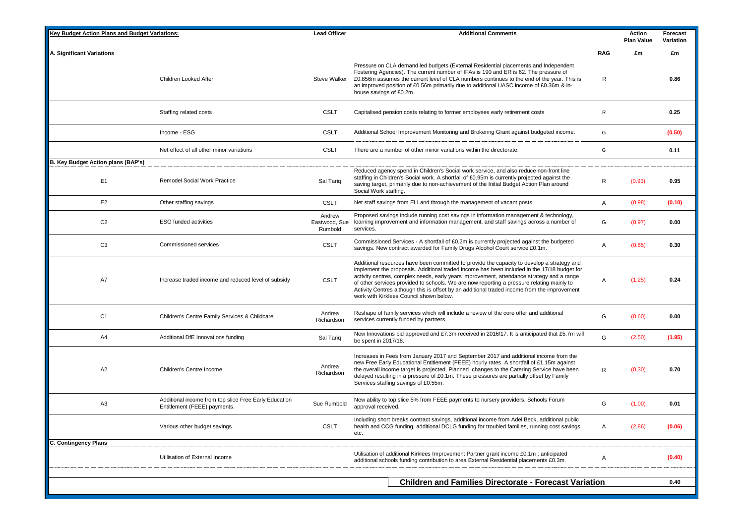| Key Budget Action Plans and Budget Variations: | | Lead Officer | Additional Comments | | Action Plan Value | Forecast Variation |
|---|---|---|---|---|---|---|
| **A. Significant Variations** | | | | RAG | £m | £m |
| | Children Looked After | Steve Walker | Pressure on CLA demand led budgets (External Residential placements and Independent Fostering Agencies). The current number of IFAs is 190 and ER is 62. The pressure of £0.856m assumes the current level of CLA numbers continues to the end of the year. This is an improved position of £0.56m primarily due to additional UASC income of £0.36m & in-house savings of £0.2m. | R | | 0.86 |
| | Staffing related costs | CSLT | Capitalised pension costs relating to former employees early retirement costs | R | | 0.25 |
| | Income - ESG | CSLT | Additional School Improvement Monitoring and Brokering Grant against budgeted income. | G | | (0.50) |
| | Net effect of all other minor variations | CSLT | There are a number of other minor variations within the directorate. | G | | 0.11 |
| **B. Key Budget Action plans (BAP's)** | | | | | | |
| E1 | Remodel Social Work Practice | Sal Tariq | Reduced agency spend in Children's Social work service, and also reduce non-front line staffing in Children's Social work. A shortfall of £0.95m is currently projected against the saving target, primarily due to non-achievement of the Initial Budget Action Plan around Social Work staffing. | R | (0.93) | 0.95 |
| E2 | Other staffing savings | CSLT | Net staff savings from ELI and through the management of vacant posts. | A | (0.98) | (0.10) |
| C2 | ESG funded activities | Andrew Eastwood, Sue Rumbold | Proposed savings include running cost savings in information management & technology, learning improvement and information management, and staff savings across a number of services. | G | (0.97) | 0.00 |
| C3 | Commissioned services | CSLT | Commissioned Services - A shortfall of £0.2m is currently projected against the budgeted savings. New contract awarded for Family Drugs Alcohol Court service £0.1m. | A | (0.65) | 0.30 |
| A7 | Increase traded income and reduced level of subsidy | CSLT | Additional resources have been committed to provide the capacity to develop a strategy and implement the proposals. Additional traded income has been included in the 17/18 budget for activity centres, complex needs, early years improvement, attendance strategy and a range of other services provided to schools. We are now reporting a pressure relating mainly to Activity Centres although this is offset by an additional traded income from the improvement work with Kirklees Council shown below. | A | (1.25) | 0.24 |
| C1 | Children's Centre Family Services & Childcare | Andrea Richardson | Reshape of family services which will include a review of the core offer and additional services currently funded by partners. | G | (0.60) | 0.00 |
| A4 | Additional DfE Innovations funding | Sal Tariq | New Innovations bid approved and £7.3m received in 2016/17. It is anticipated that £5.7m will be spent in 2017/18. | G | (2.50) | (1.95) |
| A2 | Children's Centre Income | Andrea Richardson | Increases in Fees from January 2017 and September 2017 and additional income from the new Free Early Educational Entitlement (FEEE) hourly rates. A shortfall of £1.15m against the overall income target is projected. Planned changes to the Catering Service have been delayed resulting in a pressure of £0.1m. These pressures are partially offset by Family Services staffing savings of £0.55m. | R | (0.30) | 0.70 |
| A3 | Additional income from top slice Free Early Education Entitlement (FEEE) payments. | Sue Rumbold | New ability to top slice 5% from FEEE payments to nursery providers. Schools Forum approval received. | G | (1.00) | 0.01 |
| | Various other budget savings | CSLT | Including short breaks contract savings, additional income from Adel Beck, additional public health and CCG funding, additional DCLG funding for troubled families, running cost savings etc. | A | (2.86) | (0.06) |
| **C. Contingency Plans** | | | | | | |
| | Utilisation of External Income | | Utilisation of additional Kirklees Improvement Partner grant income £0.1m ; anticipated additional schools funding contribution to area External Residential placements £0.3m. | A | | (0.40) |
| | | | **Children and Families Directorate - Forecast Variation** | | | **0.40** |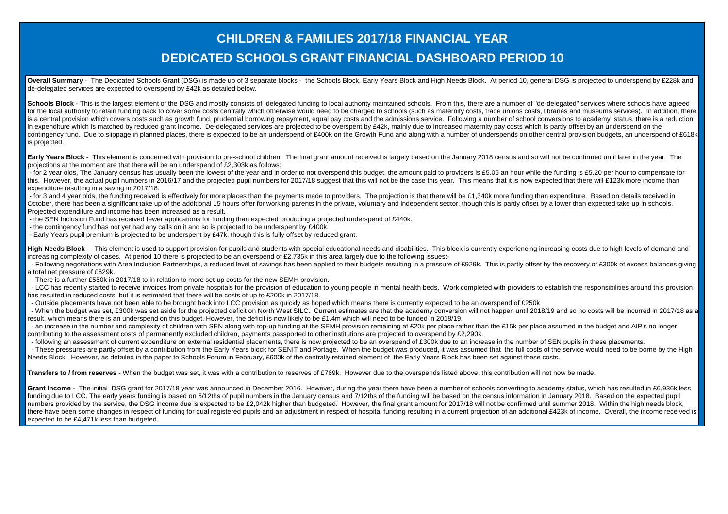# CHILDREN & FAMILIES 2017/18 FINANCIAL YEAR

## DEDICATED SCHOOLS GRANT FINANCIAL DASHBOARD PERIOD 10

**Overall Summary** - The Dedicated Schools Grant (DSG) is made up of 3 separate blocks - the Schools Block, Early Years Block and High Needs Block. At period 10, general DSG is projected to underspend by £228k and de-delegated services are expected to overspend by £42k as detailed below.

**Schools Block** - This is the largest element of the DSG and mostly consists of delegated funding to local authority maintained schools. From this, there are a number of "de-delegated" services where schools have agreed for the local authority to retain funding back to cover some costs centrally which otherwise would need to be charged to schools (such as maternity costs, trade unions costs, libraries and museums services). In addition, there is a central provision which covers costs such as growth fund, prudential borrowing repayment, equal pay costs and the admissions service. Following a number of school conversions to academy status, there is a reduction in expenditure which is matched by reduced grant income. De-delegated services are projected to be overspent by £42k, mainly due to increased maternity pay costs which is partly offset by an underspend on the contingency fund. Due to slippage in planned places, there is expected to be an underspend of £400k on the Growth Fund and along with a number of underspends on other central provision budgets, an underspend of £618k is projected.

**Early Years Block** - This element is concerned with provision to pre-school children. The final grant amount received is largely based on the January 2018 census and so will not be confirmed until later in the year. The projections at the moment are that there will be an underspend of £2,303k as follows:

- for 2 year olds, The January census has usually been the lowest of the year and in order to not overspend this budget, the amount paid to providers is £5.05 an hour while the funding is £5.20 per hour to compensate for this. However, the actual pupil numbers in 2016/17 and the projected pupil numbers for 2017/18 suggest that this will not be the case this year. This means that it is now expected that there will £123k more income than expenditure resulting in a saving in 2017/18.
- for 3 and 4 year olds, the funding received is effectively for more places than the payments made to providers. The projection is that there will be £1,340k more funding than expenditure. Based on details received in October, there has been a significant take up of the additional 15 hours offer for working parents in the private, voluntary and independent sector, though this is partly offset by a lower than expected take up in schools. Projected expenditure and income has been increased as a result.
- the SEN Inclusion Fund has received fewer applications for funding than expected producing a projected underspend of £440k.
- the contingency fund has not yet had any calls on it and so is projected to be underspend by £400k.
- Early Years pupil premium is projected to be underspent by £47k, though this is fully offset by reduced grant.

**High Needs Block** - This element is used to support provision for pupils and students with special educational needs and disabilities. This block is currently experiencing increasing costs due to high levels of demand and increasing complexity of cases. At period 10 there is projected to be an overspend of £2,735k in this area largely due to the following issues:-

- Following negotiations with Area Inclusion Partnerships, a reduced level of savings has been applied to their budgets resulting in a pressure of £929k. This is partly offset by the recovery of £300k of excess balances giving a total net pressure of £629k.
- There is a further £550k in 2017/18 to in relation to more set-up costs for the new SEMH provision.
- LCC has recently started to receive invoices from private hospitals for the provision of education to young people in mental health beds. Work completed with providers to establish the responsibilities around this provision has resulted in reduced costs, but it is estimated that there will be costs of up to £200k in 2017/18.
- Outside placements have not been able to be brought back into LCC provision as quickly as hoped which means there is currently expected to be an overspend of £250k
- When the budget was set, £300k was set aside for the projected deficit on North West SILC. Current estimates are that the academy conversion will not happen until 2018/19 and so no costs will be incurred in 2017/18 as a result, which means there is an underspend on this budget. However, the deficit is now likely to be £1.4m which will need to be funded in 2018/19.
- an increase in the number and complexity of children with SEN along with top-up funding at the SEMH provision remaining at £20k per place rather than the £15k per place assumed in the budget and AIP's no longer contributing to the assessment costs of permanently excluded children, payments passported to other institutions are projected to overspend by £2,290k.
- following an assessment of current expenditure on external residential placements, there is now projected to be an overspend of £300k due to an increase in the number of SEN pupils in these placements.
- These pressures are partly offset by a contribution from the Early Years block for SENIT and Portage. When the budget was produced, it was assumed that the full costs of the service would need to be borne by the High Needs Block. However, as detailed in the paper to Schools Forum in February, £600k of the centrally retained element of the Early Years Block has been set against these costs.

**Transfers to / from reserves** - When the budget was set, it was with a contribution to reserves of £769k. However due to the overspends listed above, this contribution will not now be made.

**Grant Income -** The initial DSG grant for 2017/18 year was announced in December 2016. However, during the year there have been a number of schools converting to academy status, which has resulted in £6,936k less funding due to LCC. The early years funding is based on 5/12ths of pupil numbers in the January census and 7/12ths of the funding will be based on the census information in January 2018. Based on the expected pupil numbers provided by the service, the DSG income due is expected to be £2,042k higher than budgeted. However, the final grant amount for 2017/18 will not be confirmed until summer 2018. Within the high needs block, there have been some changes in respect of funding for dual registered pupils and an adjustment in respect of hospital funding resulting in a current projection of an additional £423k of income. Overall, the income received is expected to be £4,471k less than budgeted.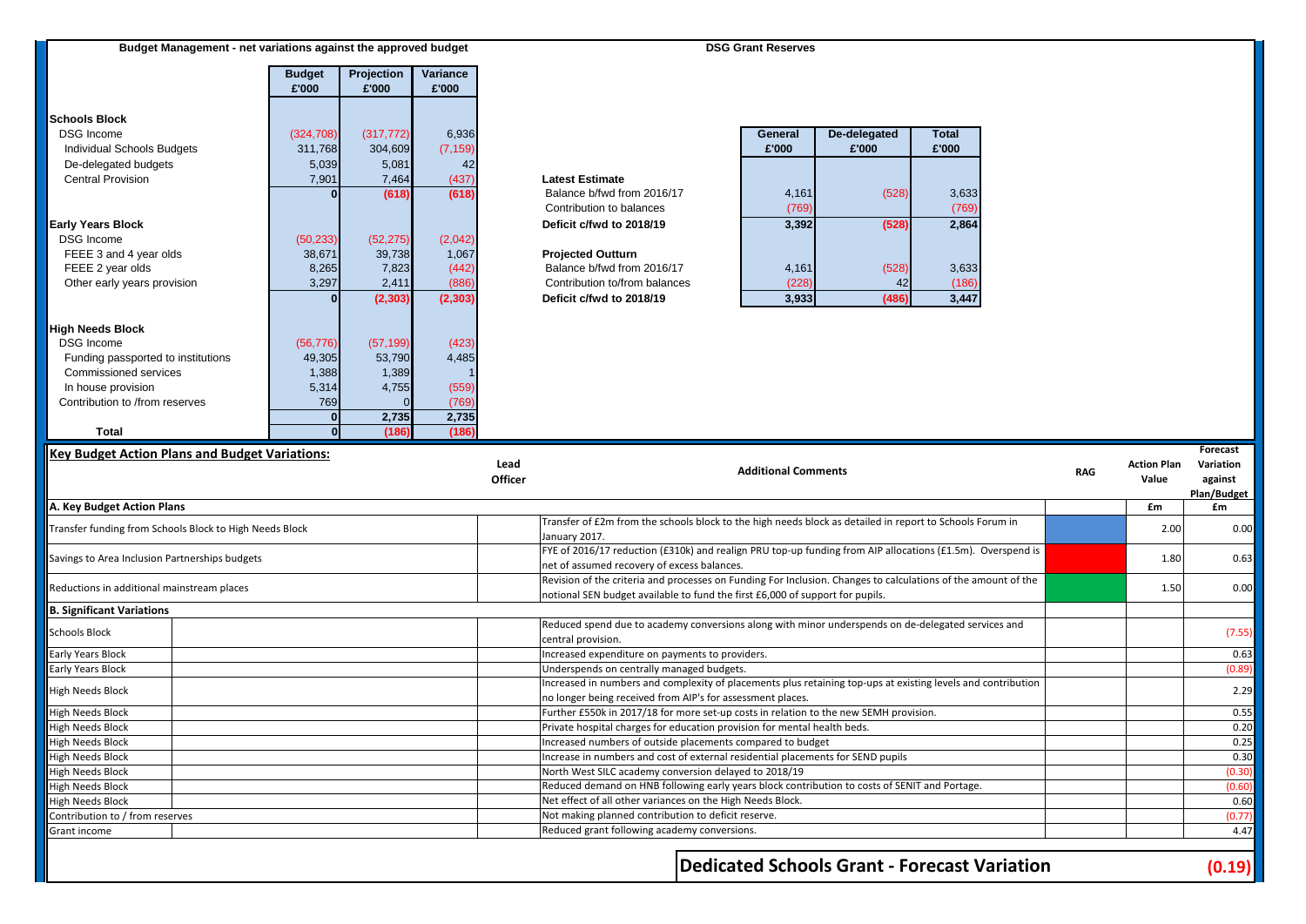**Budget Management - net variations against the approved budget**

| | Budget £'000 | Projection £'000 | Variance £'000 |
|---|---|---|---|
| **Schools Block** | | | |
| DSG Income | (324,708) | (317,772) | 6,936 |
| Individual Schools Budgets | 311,768 | 304,609 | (7,159) |
| De-delegated budgets | 5,039 | 5,081 | 42 |
| Central Provision | 7,901 | 7,464 | (437) |
| | **0** | **(618)** | **(618)** |
| **Early Years Block** | | | |
| DSG Income | (50,233) | (52,275) | (2,042) |
| FEEE 3 and 4 year olds | 38,671 | 39,738 | 1,067 |
| FEEE 2 year olds | 8,265 | 7,823 | (442) |
| Other early years provision | 3,297 | 2,411 | (886) |
| | **0** | **(2,303)** | **(2,303)** |
| **High Needs Block** | | | |
| DSG Income | (56,776) | (57,199) | (423) |
| Funding passported to institutions | 49,305 | 53,790 | 4,485 |
| Commissioned services | 1,388 | 1,389 | 1 |
| In house provision | 5,314 | 4,755 | (559) |
| Contribution to /from reserves | 769 | 0 | (769) |
| | **0** | **2,735** | **2,735** |
| **Total** | **0** | **(186)** | **(186)** |

**DSG Grant Reserves**

| | General £'000 | De-delegated £'000 | Total £'000 |
|---|---|---|---|
| **Latest Estimate** | | | |
| Balance b/fwd from 2016/17 | 4,161 | (528) | 3,633 |
| Contribution to balances | (769) | | (769) |
| **Deficit c/fwd to 2018/19** | **3,392** | **(528)** | **2,864** |
| **Projected Outturn** | | | |
| Balance b/fwd from 2016/17 | 4,161 | (528) | 3,633 |
| Contribution to/from balances | (228) | 42 | (186) |
| **Deficit c/fwd to 2018/19** | **3,933** | **(486)** | **3,447** |

**Key Budget Action Plans and Budget Variations:**

| | | Lead Officer | Additional Comments | RAG | Action Plan Value £m | Forecast Variation against Plan/Budget £m |
|---|---|---|---|---|---|---|
| **A. Key Budget Action Plans** | | | | | | |
| Transfer funding from Schools Block to High Needs Block | | | Transfer of £2m from the schools block to the high needs block as detailed in report to Schools Forum in January 2017. | | 2.00 | 0.00 |
| Savings to Area Inclusion Partnerships budgets | | | FYE of 2016/17 reduction (£310k) and realign PRU top-up funding from AIP allocations (£1.5m). Overspend is net of assumed recovery of excess balances. | | 1.80 | 0.63 |
| Reductions in additional mainstream places | | | Revision of the criteria and processes on Funding For Inclusion. Changes to calculations of the amount of the notional SEN budget available to fund the first £6,000 of support for pupils. | | 1.50 | 0.00 |
| **B. Significant Variations** | | | | | | |
| Schools Block | | | Reduced spend due to academy conversions along with minor underspends on de-delegated services and central provision. | | | (7.55) |
| Early Years Block | | | Increased expenditure on payments to providers. | | | 0.63 |
| Early Years Block | | | Underspends on centrally managed budgets. | | | (0.89) |
| High Needs Block | | | Increased in numbers and complexity of placements plus retaining top-ups at existing levels and contribution no longer being received from AIP's for assessment places. | | | 2.29 |
| High Needs Block | | | Further £550k in 2017/18 for more set-up costs in relation to the new SEMH provision. | | | 0.55 |
| High Needs Block | | | Private hospital charges for education provision for mental health beds. | | | 0.20 |
| High Needs Block | | | Increased numbers of outside placements compared to budget | | | 0.25 |
| High Needs Block | | | Increase in numbers and cost of external residential placements for SEND pupils | | | 0.30 |
| High Needs Block | | | North West SILC academy conversion delayed to 2018/19 | | | (0.30) |
| High Needs Block | | | Reduced demand on HNB following early years block contribution to costs of SENIT and Portage. | | | (0.60) |
| High Needs Block | | | Net effect of all other variances on the High Needs Block. | | | 0.60 |
| Contribution to / from reserves | | | Not making planned contribution to deficit reserve. | | | (0.77) |
| Grant income | | | Reduced grant following academy conversions. | | | 4.47 |

**Dedicated Schools Grant - Forecast Variation** **(0.19)**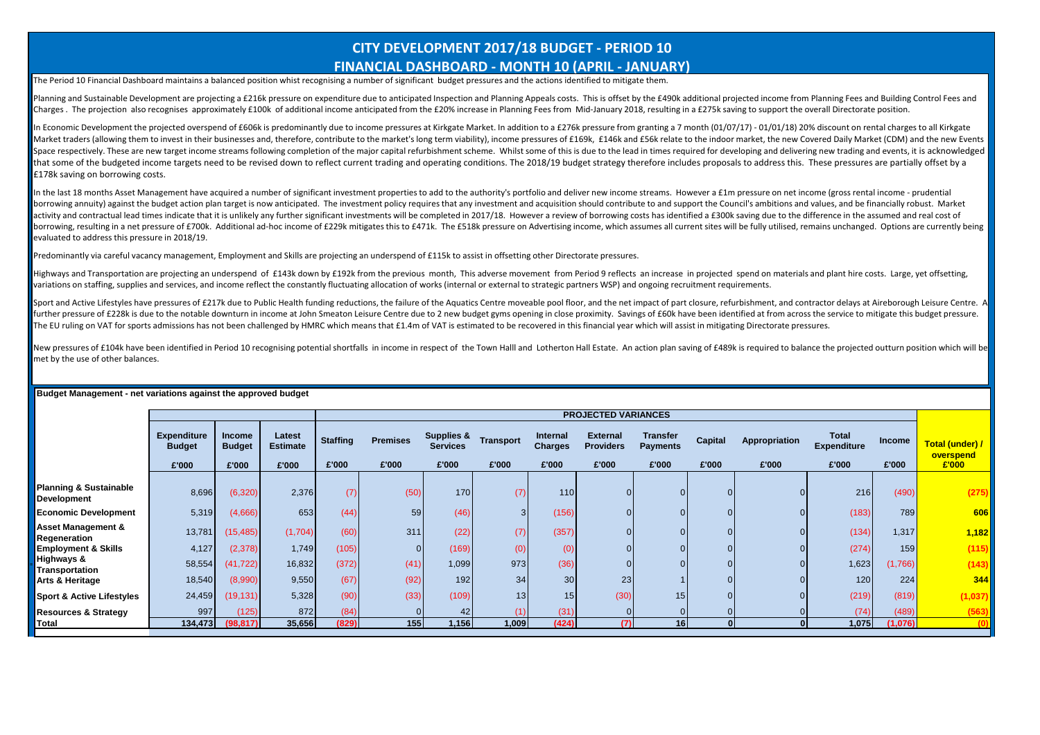# CITY DEVELOPMENT 2017/18 BUDGET - PERIOD 10

## FINANCIAL DASHBOARD - MONTH 10 (APRIL - JANUARY)

The Period 10 Financial Dashboard maintains a balanced position whist recognising a number of significant budget pressures and the actions identified to mitigate them.

Planning and Sustainable Development are projecting a £216k pressure on expenditure due to anticipated Inspection and Planning Appeals costs. This is offset by the £490k additional projected income from Planning Fees and Building Control Fees and Charges . The projection also recognises approximately £100k of additional income anticipated from the £20% increase in Planning Fees from Mid-January 2018, resulting in a £275k saving to support the overall Directorate position.

In Economic Development the projected overspend of £606k is predominantly due to income pressures at Kirkgate Market. In addition to a £276k pressure from granting a 7 month (01/07/17) - 01/01/18) 20% discount on rental charges to all Kirkgate Market traders (allowing them to invest in their businesses and, therefore, contribute to the market's long term viability), income pressures of £169k, £146k and £56k relate to the indoor market, the new Covered Daily Market (CDM) and the new Events Space respectively. These are new target income streams following completion of the major capital refurbishment scheme. Whilst some of this is due to the lead in times required for developing and delivering new trading and events, it is acknowledged that some of the budgeted income targets need to be revised down to reflect current trading and operating conditions. The 2018/19 budget strategy therefore includes proposals to address this. These pressures are partially offset by a £178k saving on borrowing costs.

In the last 18 months Asset Management have acquired a number of significant investment properties to add to the authority's portfolio and deliver new income streams. However a £1m pressure on net income (gross rental income - prudential borrowing annuity) against the budget action plan target is now anticipated. The investment policy requires that any investment and acquisition should contribute to and support the Council's ambitions and values, and be financially robust. Market activity and contractual lead times indicate that it is unlikely any further significant investments will be completed in 2017/18. However a review of borrowing costs has identified a £300k saving due to the difference in the assumed and real cost of borrowing, resulting in a net pressure of £700k. Additional ad-hoc income of £229k mitigates this to £471k. The £518k pressure on Advertising income, which assumes all current sites will be fully utilised, remains unchanged. Options are currently being evaluated to address this pressure in 2018/19.

Predominantly via careful vacancy management, Employment and Skills are projecting an underspend of £115k to assist in offsetting other Directorate pressures.

Highways and Transportation are projecting an underspend of £143k down by £192k from the previous month, This adverse movement from Period 9 reflects an increase in projected spend on materials and plant hire costs. Large, yet offsetting, variations on staffing, supplies and services, and income reflect the constantly fluctuating allocation of works (internal or external to strategic partners WSP) and ongoing recruitment requirements.

Sport and Active Lifestyles have pressures of £217k due to Public Health funding reductions, the failure of the Aquatics Centre moveable pool floor, and the net impact of part closure, refurbishment, and contractor delays at Aireborough Leisure Centre. A further pressure of £228k is due to the notable downturn in income at John Smeaton Leisure Centre due to 2 new budget gyms opening in close proximity. Savings of £60k have been identified at from across the service to mitigate this budget pressure. The EU ruling on VAT for sports admissions has not been challenged by HMRC which means that £1.4m of VAT is estimated to be recovered in this financial year which will assist in mitigating Directorate pressures.

New pressures of £104k have been identified in Period 10 recognising potential shortfalls in income in respect of the Town Halll and Lotherton Hall Estate. An action plan saving of £489k is required to balance the projected outturn position which will be met by the use of other balances.

**Budget Management - net variations against the approved budget**

| | Expenditure Budget | Income Budget | Latest Estimate | PROJECTED VARIANCES | | | | | | | | | | | |
|---|---|---|---|---|---|---|---|---|---|---|---|---|---|---|---|
| | | | | Staffing | Premises | Supplies & Services | Transport | Internal Charges | External Providers | Transfer Payments | Capital | Appropriation | Total Expenditure | Income | Total (under) / overspend |
| | £'000 | £'000 | £'000 | £'000 | £'000 | £'000 | £'000 | £'000 | £'000 | £'000 | £'000 | £'000 | £'000 | £'000 | £'000 |
| **Planning & Sustainable Development** | 8,696 | (6,320) | 2,376 | (7) | (50) | 170 | (7) | 110 | 0 | 0 | 0 | 0 | 216 | (490) | **(275)** |
| **Economic Development** | 5,319 | (4,666) | 653 | (44) | 59 | (46) | 3 | (156) | 0 | 0 | 0 | 0 | (183) | 789 | **606** |
| **Asset Management & Regeneration** | 13,781 | (15,485) | (1,704) | (60) | 311 | (22) | (7) | (357) | 0 | 0 | 0 | 0 | (134) | 1,317 | **1,182** |
| **Employment & Skills** | 4,127 | (2,378) | 1,749 | (105) | 0 | (169) | (0) | (0) | 0 | 0 | 0 | 0 | (274) | 159 | **(115)** |
| **Highways & Transportation** | 58,554 | (41,722) | 16,832 | (372) | (41) | 1,099 | 973 | (36) | 0 | 0 | 0 | 0 | 1,623 | (1,766) | **(143)** |
| **Arts & Heritage** | 18,540 | (8,990) | 9,550 | (67) | (92) | 192 | 34 | 30 | 23 | 1 | 0 | 0 | 120 | 224 | **344** |
| **Sport & Active Lifestyles** | 24,459 | (19,131) | 5,328 | (90) | (33) | (109) | 13 | 15 | (30) | 15 | 0 | 0 | (219) | (819) | **(1,037)** |
| **Resources & Strategy** | 997 | (125) | 872 | (84) | 0 | 42 | (1) | (31) | 0 | 0 | 0 | 0 | (74) | (489) | **(563)** |
| **Total** | **134,473** | **(98,817)** | **35,656** | **(829)** | **155** | **1,156** | **1,009** | **(424)** | **(7)** | **16** | **0** | **0** | **1,075** | **(1,076)** | **(0)** |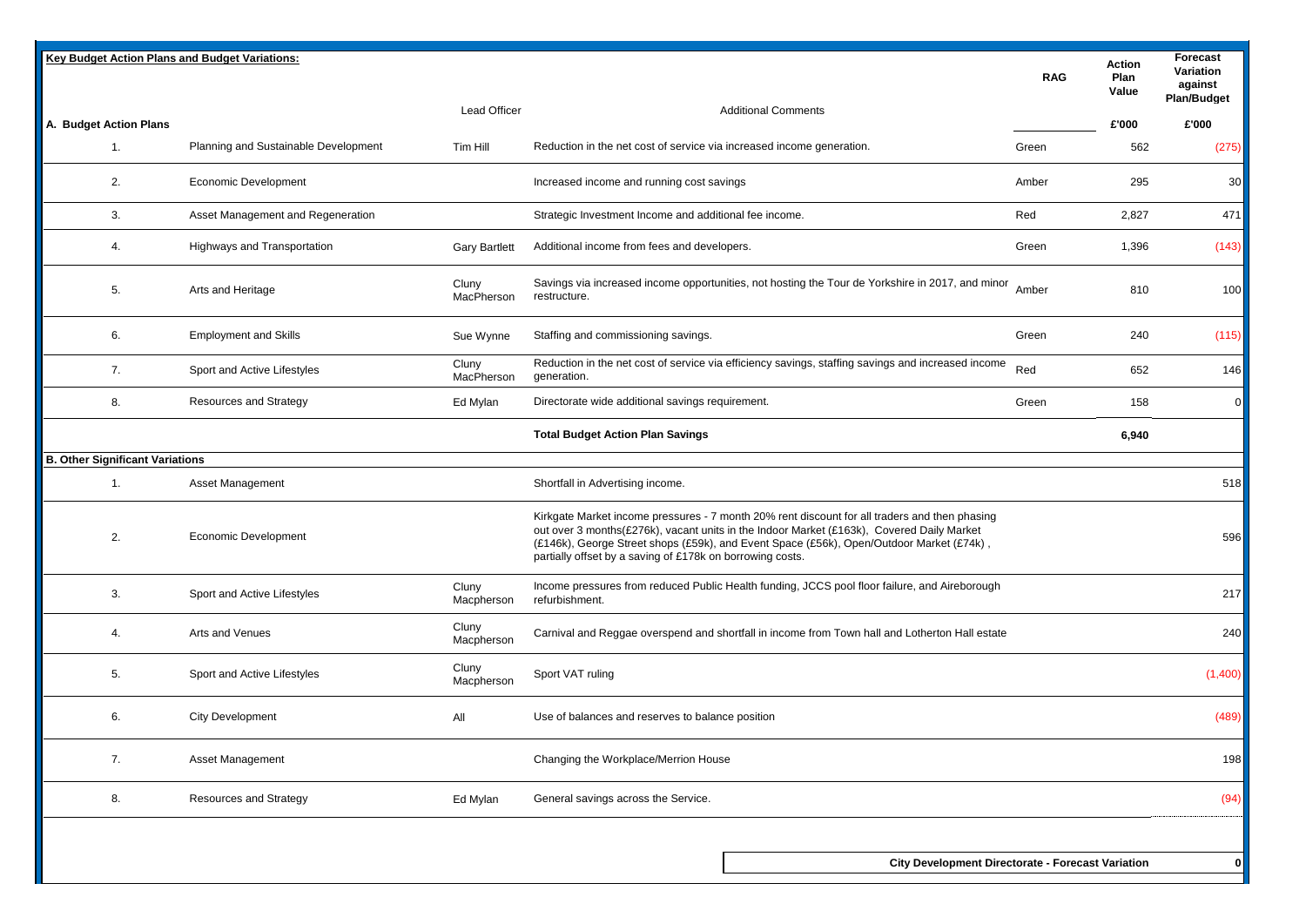**Key Budget Action Plans and Budget Variations:**

| | | Lead Officer | Additional Comments | RAG | Action Plan Value | Forecast Variation against Plan/Budget |
|---|---|---|---|---|---|---|
| **A. Budget Action Plans** | | | | | £'000 | £'000 |
| 1. | Planning and Sustainable Development | Tim Hill | Reduction in the net cost of service via increased income generation. | Green | 562 | (275) |
| 2. | Economic Development | | Increased income and running cost savings | Amber | 295 | 30 |
| 3. | Asset Management and Regeneration | | Strategic Investment Income and additional fee income. | Red | 2,827 | 471 |
| 4. | Highways and Transportation | Gary Bartlett | Additional income from fees and developers. | Green | 1,396 | (143) |
| 5. | Arts and Heritage | Cluny MacPherson | Savings via increased income opportunities, not hosting the Tour de Yorkshire in 2017, and minor restructure. | Amber | 810 | 100 |
| 6. | Employment and Skills | Sue Wynne | Staffing and commissioning savings. | Green | 240 | (115) |
| 7. | Sport and Active Lifestyles | Cluny MacPherson | Reduction in the net cost of service via efficiency savings, staffing savings and increased income generation. | Red | 652 | 146 |
| 8. | Resources and Strategy | Ed Mylan | Directorate wide additional savings requirement. | Green | 158 | 0 |
| | | | **Total Budget Action Plan Savings** | | **6,940** | |
| **B. Other Significant Variations** | | | | | | |
| 1. | Asset Management | | Shortfall in Advertising income. | | | 518 |
| 2. | Economic Development | | Kirkgate Market income pressures - 7 month 20% rent discount for all traders and then phasing out over 3 months(£276k), vacant units in the Indoor Market (£163k), Covered Daily Market (£146k), George Street shops (£59k), and Event Space (£56k), Open/Outdoor Market (£74k), partially offset by a saving of £178k on borrowing costs. | | | 596 |
| 3. | Sport and Active Lifestyles | Cluny Macpherson | Income pressures from reduced Public Health funding, JCCS pool floor failure, and Aireborough refurbishment. | | | 217 |
| 4. | Arts and Venues | Cluny Macpherson | Carnival and Reggae overspend and shortfall in income from Town hall and Lotherton Hall estate | | | 240 |
| 5. | Sport and Active Lifestyles | Cluny Macpherson | Sport VAT ruling | | | (1,400) |
| 6. | City Development | All | Use of balances and reserves to balance position | | | (489) |
| 7. | Asset Management | | Changing the Workplace/Merrion House | | | 198 |
| 8. | Resources and Strategy | Ed Mylan | General savings across the Service. | | | (94) |
| | | | | | **City Development Directorate - Forecast Variation** | **0** |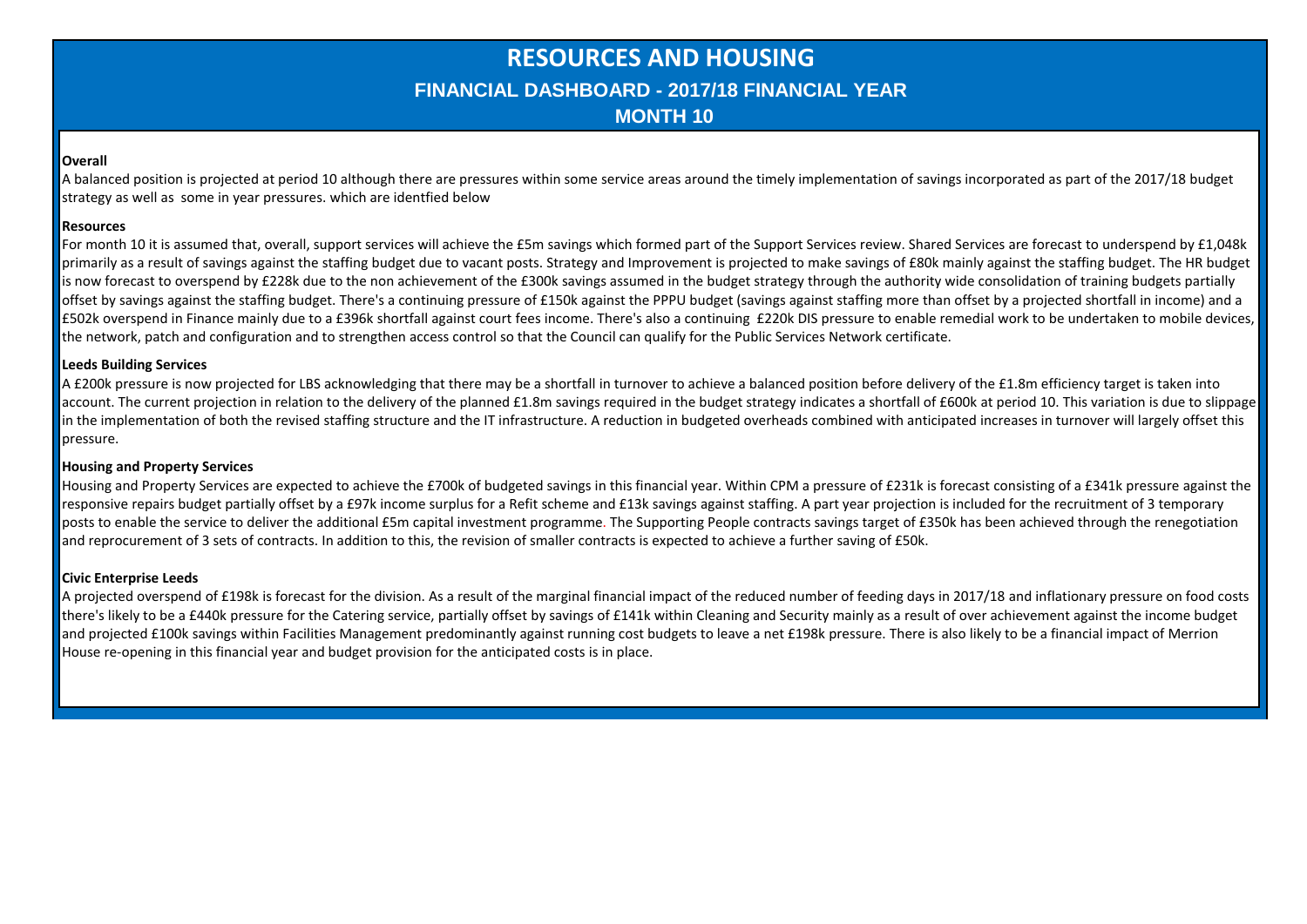# RESOURCES AND HOUSING

## FINANCIAL DASHBOARD - 2017/18 FINANCIAL YEAR

## MONTH 10

**Overall**

A balanced position is projected at period 10 although there are pressures within some service areas around the timely implementation of savings incorporated as part of the 2017/18 budget strategy as well as some in year pressures. which are identfied below

**Resources**

For month 10 it is assumed that, overall, support services will achieve the £5m savings which formed part of the Support Services review. Shared Services are forecast to underspend by £1,048k primarily as a result of savings against the staffing budget due to vacant posts. Strategy and Improvement is projected to make savings of £80k mainly against the staffing budget. The HR budget is now forecast to overspend by £228k due to the non achievement of the £300k savings assumed in the budget strategy through the authority wide consolidation of training budgets partially offset by savings against the staffing budget. There's a continuing pressure of £150k against the PPPU budget (savings against staffing more than offset by a projected shortfall in income) and a £502k overspend in Finance mainly due to a £396k shortfall against court fees income. There's also a continuing £220k DIS pressure to enable remedial work to be undertaken to mobile devices, the network, patch and configuration and to strengthen access control so that the Council can qualify for the Public Services Network certificate.

**Leeds Building Services**

A £200k pressure is now projected for LBS acknowledging that there may be a shortfall in turnover to achieve a balanced position before delivery of the £1.8m efficiency target is taken into account. The current projection in relation to the delivery of the planned £1.8m savings required in the budget strategy indicates a shortfall of £600k at period 10. This variation is due to slippage in the implementation of both the revised staffing structure and the IT infrastructure. A reduction in budgeted overheads combined with anticipated increases in turnover will largely offset this pressure.

**Housing and Property Services**

Housing and Property Services are expected to achieve the £700k of budgeted savings in this financial year. Within CPM a pressure of £231k is forecast consisting of a £341k pressure against the responsive repairs budget partially offset by a £97k income surplus for a Refit scheme and £13k savings against staffing. A part year projection is included for the recruitment of 3 temporary posts to enable the service to deliver the additional £5m capital investment programme. The Supporting People contracts savings target of £350k has been achieved through the renegotiation and reprocurement of 3 sets of contracts. In addition to this, the revision of smaller contracts is expected to achieve a further saving of £50k.

**Civic Enterprise Leeds**

A projected overspend of £198k is forecast for the division. As a result of the marginal financial impact of the reduced number of feeding days in 2017/18 and inflationary pressure on food costs there's likely to be a £440k pressure for the Catering service, partially offset by savings of £141k within Cleaning and Security mainly as a result of over achievement against the income budget and projected £100k savings within Facilities Management predominantly against running cost budgets to leave a net £198k pressure. There is also likely to be a financial impact of Merrion House re-opening in this financial year and budget provision for the anticipated costs is in place.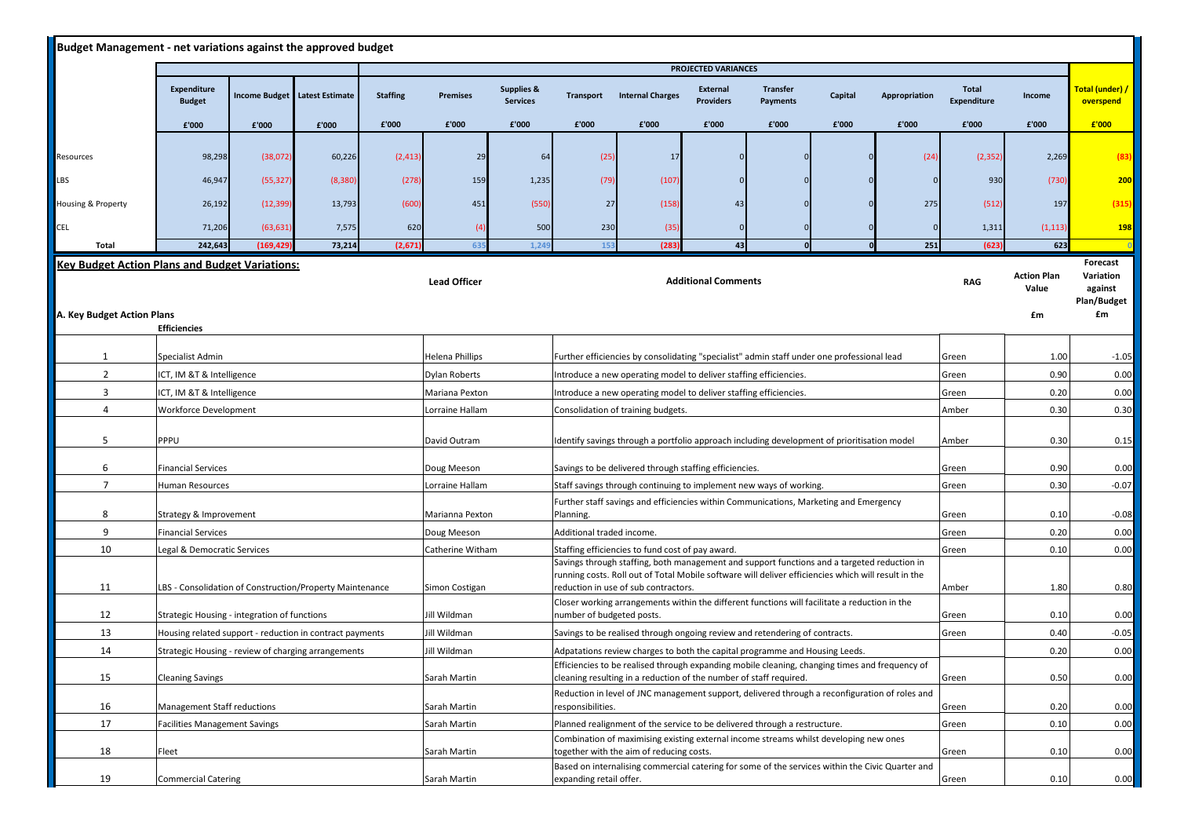## Budget Management - net variations against the approved budget

| | Expenditure Budget | Income Budget | Latest Estimate | PROJECTED VARIANCES | | | | | | | | | | | |
|---|---|---|---|---|---|---|---|---|---|---|---|---|---|---|---|
| | | | | Staffing | Premises | Supplies & Services | Transport | Internal Charges | External Providers | Transfer Payments | Capital | Appropriation | Total Expenditure | Income | Total (under) / overspend |
| | £'000 | £'000 | £'000 | £'000 | £'000 | £'000 | £'000 | £'000 | £'000 | £'000 | £'000 | £'000 | £'000 | £'000 | £'000 |
| Resources | 98,298 | (38,072) | 60,226 | (2,413) | 29 | 64 | (25) | 17 | 0 | 0 | 0 | (24) | (2,352) | 2,269 | (83) |
| LBS | 46,947 | (55,327) | (8,380) | (278) | 159 | 1,235 | (79) | (107) | 0 | 0 | 0 | 0 | 930 | (730) | 200 |
| Housing & Property | 26,192 | (12,399) | 13,793 | (600) | 451 | (550) | 27 | (158) | 43 | 0 | 0 | 275 | (512) | 197 | (315) |
| CEL | 71,206 | (63,631) | 7,575 | 620 | (4) | 500 | 230 | (35) | 0 | 0 | 0 | 0 | 1,311 | (1,113) | 198 |
| **Total** | **242,643** | **(169,429)** | **73,214** | **(2,671)** | **635** | **1,249** | **153** | **(283)** | **43** | **0** | **0** | **251** | **(623)** | **623** | **0** |

## Key Budget Action Plans and Budget Variations:

### A. Key Budget Action Plans

| | Efficiencies | Lead Officer | Additional Comments | RAG | Action Plan Value £m | Forecast Variation against Plan/Budget £m |
|---|---|---|---|---|---|---|
| 1 | Specialist Admin | Helena Phillips | Further efficiencies by consolidating "specialist" admin staff under one professional lead | Green | 1.00 | -1.05 |
| 2 | ICT, IM &T & Intelligence | Dylan Roberts | Introduce a new operating model to deliver staffing efficiencies. | Green | 0.90 | 0.00 |
| 3 | ICT, IM &T & Intelligence | Mariana Pexton | Introduce a new operating model to deliver staffing efficiencies. | Green | 0.20 | 0.00 |
| 4 | Workforce Development | Lorraine Hallam | Consolidation of training budgets. | Amber | 0.30 | 0.30 |
| 5 | PPPU | David Outram | Identify savings through a portfolio approach including development of prioritisation model | Amber | 0.30 | 0.15 |
| 6 | Financial Services | Doug Meeson | Savings to be delivered through staffing efficiencies. | Green | 0.90 | 0.00 |
| 7 | Human Resources | Lorraine Hallam | Staff savings through continuing to implement new ways of working. | Green | 0.30 | -0.07 |
| 8 | Strategy & Improvement | Marianna Pexton | Further staff savings and efficiencies within Communications, Marketing and Emergency Planning. | Green | 0.10 | -0.08 |
| 9 | Financial Services | Doug Meeson | Additional traded income. | Green | 0.20 | 0.00 |
| 10 | Legal & Democratic Services | Catherine Witham | Staffing efficiencies to fund cost of pay award. | Green | 0.10 | 0.00 |
| 11 | LBS - Consolidation of Construction/Property Maintenance | Simon Costigan | Savings through staffing, both management and support functions and a targeted reduction in running costs. Roll out of Total Mobile software will deliver efficiencies which will result in the reduction in use of sub contractors. | Amber | 1.80 | 0.80 |
| 12 | Strategic Housing - integration of functions | Jill Wildman | Closer working arrangements within the different functions will facilitate a reduction in the number of budgeted posts. | Green | 0.10 | 0.00 |
| 13 | Housing related support - reduction in contract payments | Jill Wildman | Savings to be realised through ongoing review and retendering of contracts. | Green | 0.40 | -0.05 |
| 14 | Strategic Housing - review of charging arrangements | Jill Wildman | Adpatations review charges to both the capital programme and Housing Leeds. | | 0.20 | 0.00 |
| 15 | Cleaning Savings | Sarah Martin | Efficiencies to be realised through expanding mobile cleaning, changing times and frequency of cleaning resulting in a reduction of the number of staff required. | Green | 0.50 | 0.00 |
| 16 | Management Staff reductions | Sarah Martin | Reduction in level of JNC management support, delivered through a reconfiguration of roles and responsibilities. | Green | 0.20 | 0.00 |
| 17 | Facilities Management Savings | Sarah Martin | Planned realignment of the service to be delivered through a restructure. | Green | 0.10 | 0.00 |
| 18 | Fleet | Sarah Martin | Combination of maximising existing external income streams whilst developing new ones together with the aim of reducing costs. | Green | 0.10 | 0.00 |
| 19 | Commercial Catering | Sarah Martin | Based on internalising commercial catering for some of the services within the Civic Quarter and expanding retail offer. | Green | 0.10 | 0.00 |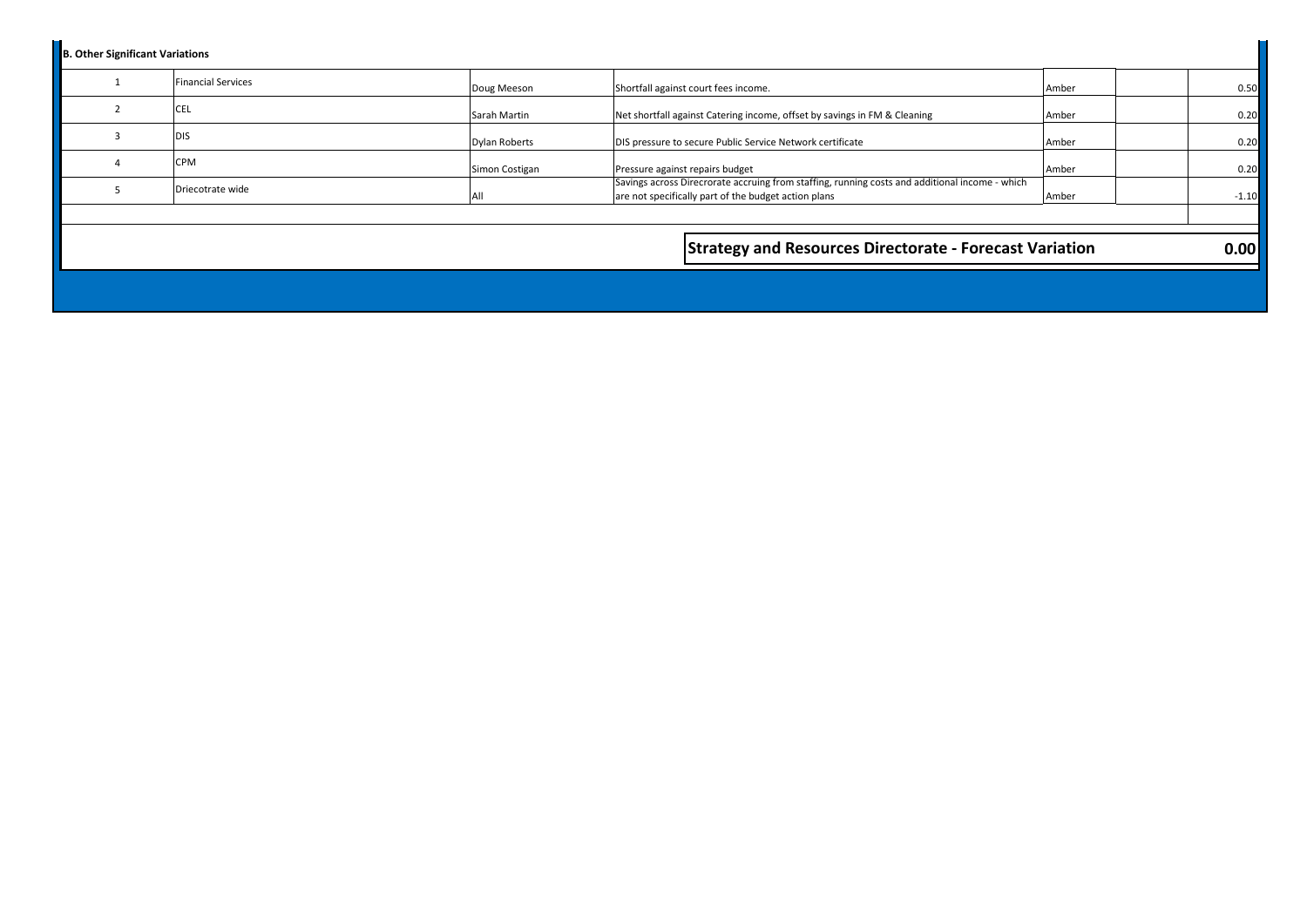**B. Other Significant Variations**

| | | | | | | |
|---|---|---|---|---|---|---|
| 1 | Financial Services | Doug Meeson | Shortfall against court fees income. | Amber | | 0.50 |
| 2 | CEL | Sarah Martin | Net shortfall against Catering income, offset by savings in FM & Cleaning | Amber | | 0.20 |
| 3 | DIS | Dylan Roberts | DIS pressure to secure Public Service Network certificate | Amber | | 0.20 |
| 4 | CPM | Simon Costigan | Pressure against repairs budget | Amber | | 0.20 |
| 5 | Driecotrate wide | All | Savings across Direcrorate accruing from staffing, running costs and additional income - which are not specifically part of the budget action plans | Amber | | -1.10 |

| | |
|---|---|
| **Strategy and Resources Directorate - Forecast Variation** | **0.00** |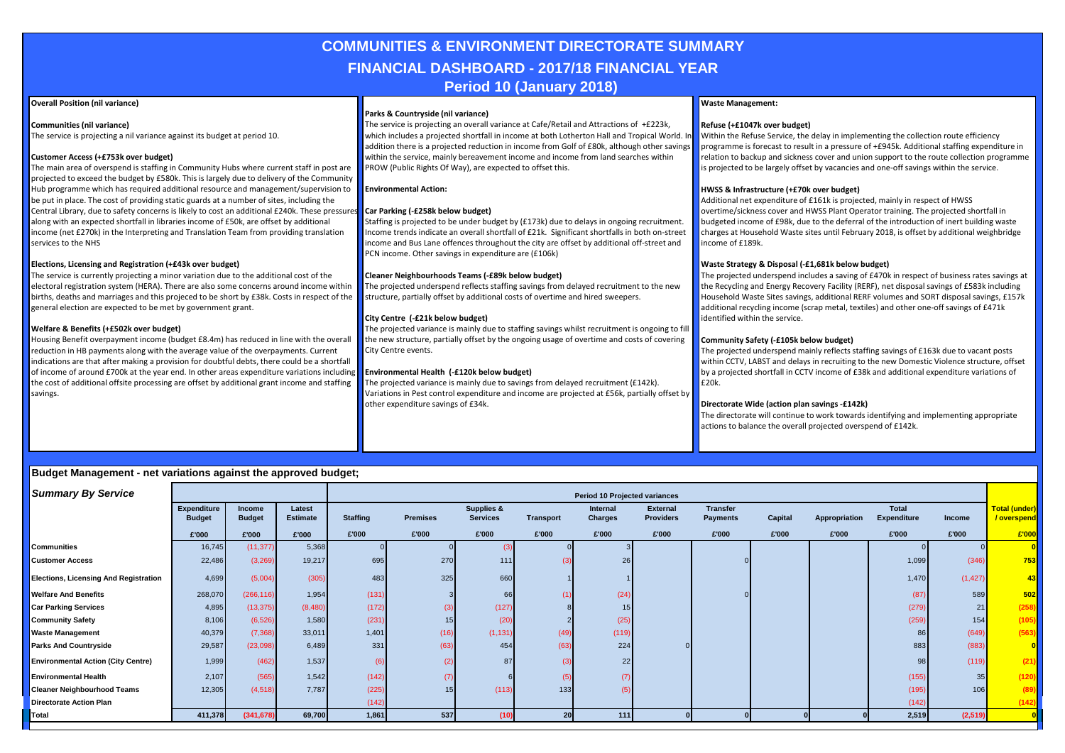# COMMUNITIES & ENVIRONMENT DIRECTORATE SUMMARY

## FINANCIAL DASHBOARD - 2017/18 FINANCIAL YEAR

## Period 10 (January 2018)

**Overall Position (nil variance)**

**Communities (nil variance)**

The service is projecting a nil variance against its budget at period 10.

**Customer Access (+£753k over budget)**

The main area of overspend is staffing in Community Hubs where current staff in post are projected to exceed the budget by £580k. This is largely due to delivery of the Community Hub programme which has required additional resource and management/supervision to be put in place. The cost of providing static guards at a number of sites, including the Central Library, due to safety concerns is likely to cost an additional £240k. These pressures along with an expected shortfall in libraries income of £50k, are offset by additional income (net £270k) in the Interpreting and Translation Team from providing translation services to the NHS

**Elections, Licensing and Registration (+£43k over budget)**

The service is currently projecting a minor variation due to the additional cost of the electoral registration system (HERA). There are also some concerns around income within births, deaths and marriages and this projected to be short by £38k. Costs in respect of the general election are expected to be met by government grant.

**Welfare & Benefits (+£502k over budget)**

Housing Benefit overpayment income (budget £8.4m) has reduced in line with the overall reduction in HB payments along with the average value of the overpayments. Current indications are that after making a provision for doubtful debts, there could be a shortfall of income of around £700k at the year end. In other areas expenditure variations including the cost of additional offsite processing are offset by additional grant income and staffing savings.

**Parks & Countryside (nil variance)**

The service is projecting an overall variance at Cafe/Retail and Attractions of +£223k, which includes a projected shortfall in income at both Lotherton Hall and Tropical World. In addition there is a projected reduction in income from Golf of £80k, although other savings within the service, mainly bereavement income and income from land searches within PROW (Public Rights Of Way), are expected to offset this.

**Environmental Action:**

**Car Parking (-£258k below budget)**

Staffing is projected to be under budget by (£173k) due to delays in ongoing recruitment. Income trends indicate an overall shortfall of £21k. Significant shortfalls in both on-street income and Bus Lane offences throughout the city are offset by additional off-street and PCN income. Other savings in expenditure are (£106k)

**Cleaner Neighbourhoods Teams (-£89k below budget)**

The projected underspend reflects staffing savings from delayed recruitment to the new structure, partially offset by additional costs of overtime and hired sweepers.

**City Centre (-£21k below budget)**

The projected variance is mainly due to staffing savings whilst recruitment is ongoing to fill the new structure, partially offset by the ongoing usage of overtime and costs of covering City Centre events.

**Environmental Health (-£120k below budget)**

The projected variance is mainly due to savings from delayed recruitment (£142k). Variations in Pest control expenditure and income are projected at £56k, partially offset by other expenditure savings of £34k.

**Waste Management:**

**Refuse (+£1047k over budget)**

Within the Refuse Service, the delay in implementing the collection route efficiency programme is forecast to result in a pressure of +£945k. Additional staffing expenditure in relation to backup and sickness cover and union support to the route collection programme is projected to be largely offset by vacancies and one-off savings within the service.

**HWSS & Infrastructure (+£70k over budget)**

Additional net expenditure of £161k is projected, mainly in respect of HWSS overtime/sickness cover and HWSS Plant Operator training. The projected shortfall in budgeted income of £98k, due to the deferral of the introduction of inert building waste charges at Household Waste sites until February 2018, is offset by additional weighbridge income of £189k.

**Waste Strategy & Disposal (-£1,681k below budget)**

The projected underspend includes a saving of £470k in respect of business rates savings at the Recycling and Energy Recovery Facility (RERF), net disposal savings of £583k including Household Waste Sites savings, additional RERF volumes and SORT disposal savings, £157k additional recycling income (scrap metal, textiles) and other one-off savings of £471k identified within the service.

**Community Safety (-£105k below budget)**

The projected underspend mainly reflects staffing savings of £163k due to vacant posts within CCTV, LABST and delays in recruiting to the new Domestic Violence structure, offset by a projected shortfall in CCTV income of £38k and additional expenditure variations of £20k.

**Directorate Wide (action plan savings -£142k)**

The directorate will continue to work towards identifying and implementing appropriate actions to balance the overall projected overspend of £142k.

## Budget Management - net variations against the approved budget;

| *Summary By Service* | Expenditure Budget | Income Budget | Latest Estimate | Period 10 Projected variances | | | | | | | | | | | Total (under) / overspend |
|---|---|---|---|---|---|---|---|---|---|---|---|---|---|---|---|
| | | | | Staffing | Premises | Supplies & Services | Transport | Internal Charges | External Providers | Transfer Payments | Capital | Appropriation | Total Expenditure | Income | |
| | £'000 | £'000 | £'000 | £'000 | £'000 | £'000 | £'000 | £'000 | £'000 | £'000 | £'000 | £'000 | £'000 | £'000 | £'000 |
| **Communities** | 16,745 | (11,377) | 5,368 | 0 | 0 | (3) | 0 | 3 | | | | | 0 | 0 | 0 |
| **Customer Access** | 22,486 | (3,269) | 19,217 | 695 | 270 | 111 | (3) | 26 | | 0 | | | 1,099 | (346) | 753 |
| **Elections, Licensing And Registration** | 4,699 | (5,004) | (305) | 483 | 325 | 660 | 1 | 1 | | | | | 1,470 | (1,427) | 43 |
| **Welfare And Benefits** | 268,070 | (266,116) | 1,954 | (131) | 3 | 66 | (1) | (24) | | 0 | | | (87) | 589 | 502 |
| **Car Parking Services** | 4,895 | (13,375) | (8,480) | (172) | (3) | (127) | 8 | 15 | | | | | (279) | 21 | (258) |
| **Community Safety** | 8,106 | (6,526) | 1,580 | (231) | 15 | (20) | 2 | (25) | | | | | (259) | 154 | (105) |
| **Waste Management** | 40,379 | (7,368) | 33,011 | 1,401 | (16) | (1,131) | (49) | (119) | | | | | 86 | (649) | (563) |
| **Parks And Countryside** | 29,587 | (23,098) | 6,489 | 331 | (63) | 454 | (63) | 224 | 0 | | | | 883 | (883) | 0 |
| **Environmental Action (City Centre)** | 1,999 | (462) | 1,537 | (6) | (2) | 87 | (3) | 22 | | | | | 98 | (119) | (21) |
| **Environmental Health** | 2,107 | (565) | 1,542 | (142) | (7) | 6 | (5) | (7) | | | | | (155) | 35 | (120) |
| **Cleaner Neighbourhood Teams** | 12,305 | (4,518) | 7,787 | (225) | 15 | (113) | 133 | (5) | | | | | (195) | 106 | (89) |
| **Directorate Action Plan** | | | | (142) | | | | | | | | | (142) | | (142) |
| **Total** | 411,378 | (341,678) | 69,700 | 1,861 | 537 | (10) | 20 | 111 | 0 | 0 | 0 | 0 | 2,519 | (2,519) | 0 |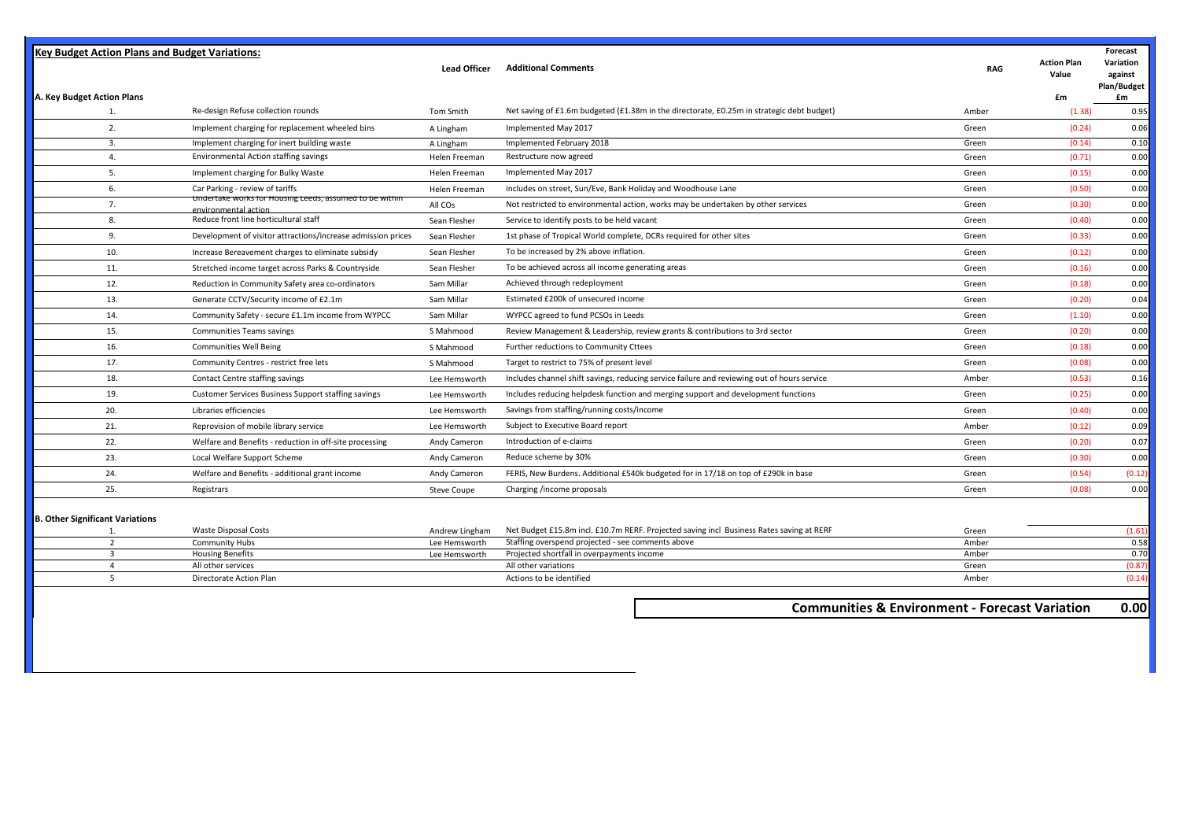## Key Budget Action Plans and Budget Variations:

| | | Lead Officer | Additional Comments | RAG | Action Plan Value | Forecast Variation against Plan/Budget |
|---|---|---|---|---|---|---|
| **A. Key Budget Action Plans** | | | | | £m | £m |
| 1. | Re-design Refuse collection rounds | Tom Smith | Net saving of £1.6m budgeted (£1.38m in the directorate, £0.25m in strategic debt budget) | Amber | (1.38) | 0.95 |
| 2. | Implement charging for replacement wheeled bins | A Lingham | Implemented May 2017 | Green | (0.24) | 0.06 |
| 3. | Implement charging for inert building waste | A Lingham | Implemented February 2018 | Green | (0.14) | 0.10 |
| 4. | Environmental Action staffing savings | Helen Freeman | Restructure now agreed | Green | (0.71) | 0.00 |
| 5. | Implement charging for Bulky Waste | Helen Freeman | Implemented May 2017 | Green | (0.15) | 0.00 |
| 6. | Car Parking - review of tariffs | Helen Freeman | includes on street, Sun/Eve, Bank Holiday and Woodhouse Lane | Green | (0.50) | 0.00 |
| 7. | Undertake works for Housing Leeds, assumed to be within environmental action | All COs | Not restricted to environmental action, works may be undertaken by other services | Green | (0.30) | 0.00 |
| 8. | Reduce front line horticultural staff | Sean Flesher | Service to identify posts to be held vacant | Green | (0.40) | 0.00 |
| 9. | Development of visitor attractions/increase admission prices | Sean Flesher | 1st phase of Tropical World complete, DCRs required for other sites | Green | (0.33) | 0.00 |
| 10. | Increase Bereavement charges to eliminate subsidy | Sean Flesher | To be increased by 2% above inflation. | Green | (0.12) | 0.00 |
| 11. | Stretched income target across Parks & Countryside | Sean Flesher | To be achieved across all income generating areas | Green | (0.16) | 0.00 |
| 12. | Reduction in Community Safety area co-ordinators | Sam Millar | Achieved through redeployment | Green | (0.18) | 0.00 |
| 13. | Generate CCTV/Security income of £2.1m | Sam Millar | Estimated £200k of unsecured income | Green | (0.20) | 0.04 |
| 14. | Community Safety - secure £1.1m income from WYPCC | Sam Millar | WYPCC agreed to fund PCSOs in Leeds | Green | (1.10) | 0.00 |
| 15. | Communities Teams savings | S Mahmood | Review Management & Leadership, review grants & contributions to 3rd sector | Green | (0.20) | 0.00 |
| 16. | Communities Well Being | S Mahmood | Further reductions to Community Cttees | Green | (0.18) | 0.00 |
| 17. | Community Centres - restrict free lets | S Mahmood | Target to restrict to 75% of present level | Green | (0.08) | 0.00 |
| 18. | Contact Centre staffing savings | Lee Hemsworth | Includes channel shift savings, reducing service failure and reviewing out of hours service | Amber | (0.53) | 0.16 |
| 19. | Customer Services Business Support staffing savings | Lee Hemsworth | Includes reducing helpdesk function and merging support and development functions | Green | (0.25) | 0.00 |
| 20. | Libraries efficiencies | Lee Hemsworth | Savings from staffing/running costs/income | Green | (0.40) | 0.00 |
| 21. | Reprovision of mobile library service | Lee Hemsworth | Subject to Executive Board report | Amber | (0.12) | 0.09 |
| 22. | Welfare and Benefits - reduction in off-site processing | Andy Cameron | Introduction of e-claims | Green | (0.20) | 0.07 |
| 23. | Local Welfare Support Scheme | Andy Cameron | Reduce scheme by 30% | Green | (0.30) | 0.00 |
| 24. | Welfare and Benefits - additional grant income | Andy Cameron | FERIS, New Burdens. Additional £540k budgeted for in 17/18 on top of £290k in base | Green | (0.54) | (0.12) |
| 25. | Registrars | Steve Coupe | Charging /income proposals | Green | (0.08) | 0.00 |
| **B. Other Significant Variations** | | | | | | |
| 1. | Waste Disposal Costs | Andrew Lingham | Net Budget £15.8m incl. £10.7m RERF. Projected saving incl Business Rates saving at RERF | Green | | (1.61) |
| 2 | Community Hubs | Lee Hemsworth | Staffing overspend projected - see comments above | Amber | | 0.58 |
| 3 | Housing Benefits | Lee Hemsworth | Projected shortfall in overpayments income | Amber | | 0.70 |
| 4 | All other services | | All other variations | Green | | (0.87) |
| 5 | Directorate Action Plan | | Actions to be identified | Amber | | (0.14) |

**Communities & Environment - Forecast Variation 0.00**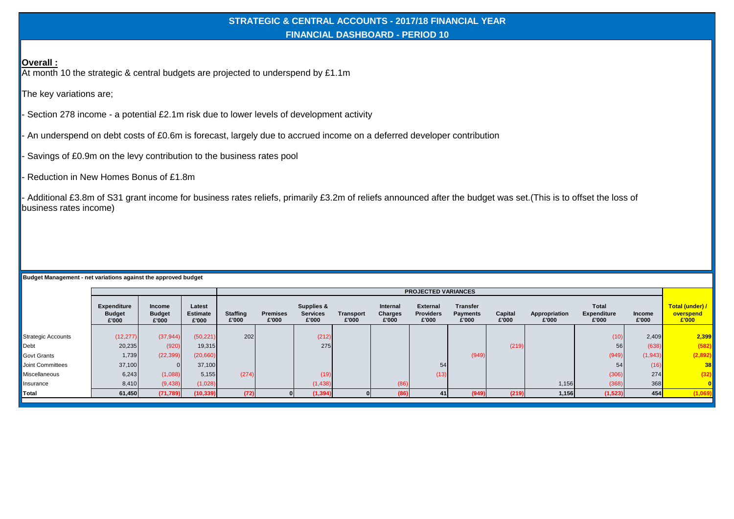## STRATEGIC & CENTRAL ACCOUNTS - 2017/18 FINANCIAL YEAR

### FINANCIAL DASHBOARD - PERIOD 10

**Overall :**

At month 10 the strategic & central budgets are projected to underspend by £1.1m

The key variations are;

- Section 278 income - a potential £2.1m risk due to lower levels of development activity
- An underspend on debt costs of £0.6m is forecast, largely due to accrued income on a deferred developer contribution
- Savings of £0.9m on the levy contribution to the business rates pool
- Reduction in New Homes Bonus of £1.8m
- Additional £3.8m of S31 grant income for business rates reliefs, primarily £3.2m of reliefs announced after the budget was set.(This is to offset the loss of business rates income)

**Budget Management - net variations against the approved budget**

| | | | | PROJECTED VARIANCES | | | | | | | | | | | |
|---|---|---|---|---|---|---|---|---|---|---|---|---|---|---|---|
| | Expenditure Budget £'000 | Income Budget £'000 | Latest Estimate £'000 | Staffing £'000 | Premises £'000 | Supplies & Services £'000 | Transport £'000 | Internal Charges £'000 | External Providers £'000 | Transfer Payments £'000 | Capital £'000 | Appropriation £'000 | Total Expenditure £'000 | Income £'000 | Total (under) / overspend £'000 |
| Strategic Accounts | (12,277) | (37,944) | (50,221) | 202 | | (212) | | | | | | | (10) | 2,409 | **2,399** |
| Debt | 20,235 | (920) | 19,315 | | | 275 | | | | | (219) | | 56 | (638) | **(582)** |
| Govt Grants | 1,739 | (22,399) | (20,660) | | | | | | | (949) | | | (949) | (1,943) | **(2,892)** |
| Joint Committees | 37,100 | 0 | 37,100 | | | | | | 54 | | | | 54 | (16) | **38** |
| Miscellaneous | 6,243 | (1,088) | 5,155 | (274) | | (19) | | | (13) | | | | (306) | 274 | **(32)** |
| Insurance | 8,410 | (9,438) | (1,028) | | | (1,438) | | (86) | | | | 1,156 | (368) | 368 | **0** |
| **Total** | **61,450** | **(71,789)** | **(10,339)** | **(72)** | **0** | **(1,394)** | **0** | **(86)** | **41** | **(949)** | **(219)** | **1,156** | **(1,523)** | **454** | **(1,069)** |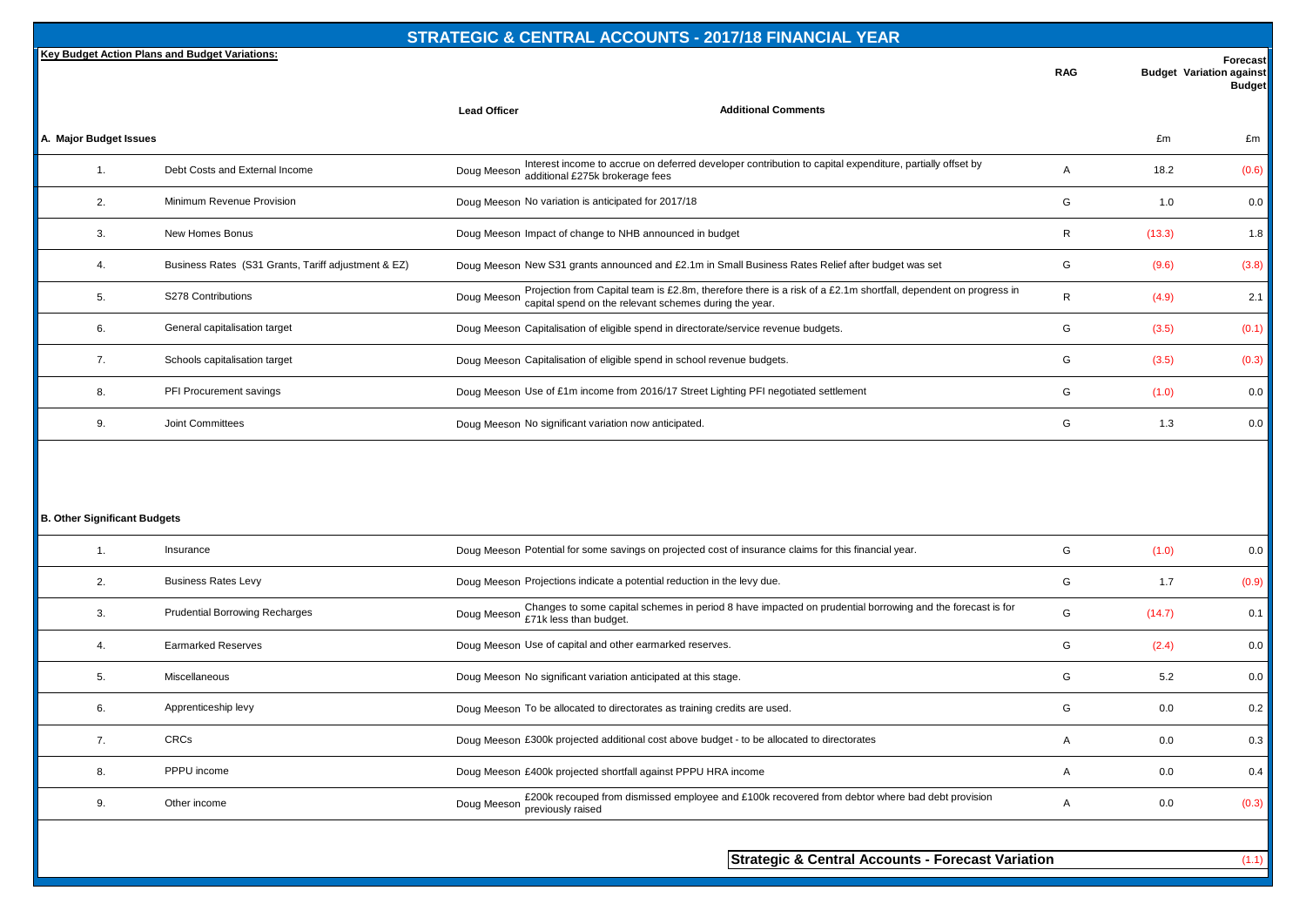# STRATEGIC & CENTRAL ACCOUNTS - 2017/18 FINANCIAL YEAR

**Key Budget Action Plans and Budget Variations:**

| | | Lead Officer | Additional Comments | RAG | Budget | Forecast Variation against Budget |
|---|---|---|---|---|---|---|
| **A. Major Budget Issues** | | | | | £m | £m |
| 1. | Debt Costs and External Income | Doug Meeson | Interest income to accrue on deferred developer contribution to capital expenditure, partially offset by additional £275k brokerage fees | A | 18.2 | (0.6) |
| 2. | Minimum Revenue Provision | Doug Meeson | No variation is anticipated for 2017/18 | G | 1.0 | 0.0 |
| 3. | New Homes Bonus | Doug Meeson | Impact of change to NHB announced in budget | R | (13.3) | 1.8 |
| 4. | Business Rates (S31 Grants, Tariff adjustment & EZ) | Doug Meeson | New S31 grants announced and £2.1m in Small Business Rates Relief after budget was set | G | (9.6) | (3.8) |
| 5. | S278 Contributions | Doug Meeson | Projection from Capital team is £2.8m, therefore there is a risk of a £2.1m shortfall, dependent on progress in capital spend on the relevant schemes during the year. | R | (4.9) | 2.1 |
| 6. | General capitalisation target | Doug Meeson | Capitalisation of eligible spend in directorate/service revenue budgets. | G | (3.5) | (0.1) |
| 7. | Schools capitalisation target | Doug Meeson | Capitalisation of eligible spend in school revenue budgets. | G | (3.5) | (0.3) |
| 8. | PFI Procurement savings | Doug Meeson | Use of £1m income from 2016/17 Street Lighting PFI negotiated settlement | G | (1.0) | 0.0 |
| 9. | Joint Committees | Doug Meeson | No significant variation now anticipated. | G | 1.3 | 0.0 |
| **B. Other Significant Budgets** | | | | | | |
| 1. | Insurance | Doug Meeson | Potential for some savings on projected cost of insurance claims for this financial year. | G | (1.0) | 0.0 |
| 2. | Business Rates Levy | Doug Meeson | Projections indicate a potential reduction in the levy due. | G | 1.7 | (0.9) |
| 3. | Prudential Borrowing Recharges | Doug Meeson | Changes to some capital schemes in period 8 have impacted on prudential borrowing and the forecast is for £71k less than budget. | G | (14.7) | 0.1 |
| 4. | Earmarked Reserves | Doug Meeson | Use of capital and other earmarked reserves. | G | (2.4) | 0.0 |
| 5. | Miscellaneous | Doug Meeson | No significant variation anticipated at this stage. | G | 5.2 | 0.0 |
| 6. | Apprenticeship levy | Doug Meeson | To be allocated to directorates as training credits are used. | G | 0.0 | 0.2 |
| 7. | CRCs | Doug Meeson | £300k projected additional cost above budget - to be allocated to directorates | A | 0.0 | 0.3 |
| 8. | PPPU income | Doug Meeson | £400k projected shortfall against PPPU HRA income | A | 0.0 | 0.4 |
| 9. | Other income | Doug Meeson | £200k recouped from dismissed employee and £100k recovered from debtor where bad debt provision previously raised | A | 0.0 | (0.3) |
| | | | **Strategic & Central Accounts - Forecast Variation** | | | (1.1) |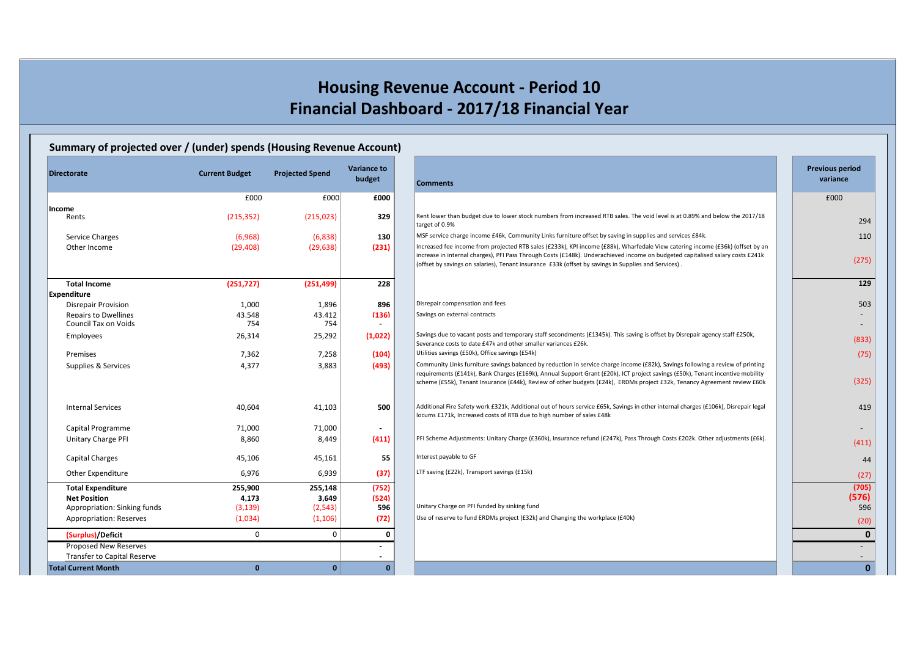# Housing Revenue Account - Period 10
# Financial Dashboard - 2017/18 Financial Year

## Summary of projected over / (under) spends (Housing Revenue Account)

| Directorate | Current Budget | Projected Spend | Variance to budget | Comments | Previous period variance |
|---|---|---|---|---|---|
| | £000 | £000 | £000 | | £000 |
| **Income** | | | | | |
| Rents | (215,352) | (215,023) | 329 | Rent lower than budget due to lower stock numbers from increased RTB sales. The void level is at 0.89% and below the 2017/18 target of 0.9% | 294 |
| Service Charges | (6,968) | (6,838) | 130 | MSF service charge income £46k, Community Links furniture offset by saving in supplies and services £84k. | 110 |
| Other Income | (29,408) | (29,638) | (231) | Increased fee income from projected RTB sales (£233k), KPI income (£88k), Wharfedale View catering income (£36k) (offset by an increase in internal charges), PFI Pass Through Costs (£148k). Underachieved income on budgeted capitalised salary costs £241k (offset by savings on salaries), Tenant insurance £33k (offset by savings in Supplies and Services) . | (275) |
| **Total Income** | **(251,727)** | **(251,499)** | **228** | | **129** |
| **Expenditure** | | | | | |
| Disrepair Provision | 1,000 | 1,896 | 896 | Disrepair compensation and fees | 503 |
| Repairs to Dwellines | 43.548 | 43.412 | (136) | Savings on external contracts | - |
| Council Tax on Voids | 754 | 754 | - | | - |
| Employees | 26,314 | 25,292 | (1,022) | Savings due to vacant posts and temporary staff secondments (£1345k). This saving is offset by Disrepair agency staff £250k, Severance costs to date £47k and other smaller variances £26k. | (833) |
| Premises | 7,362 | 7,258 | (104) | Utilities savings (£50k), Office savings (£54k) | (75) |
| Supplies & Services | 4,377 | 3,883 | (493) | Community Links furniture savings balanced by reduction in service charge income (£82k), Savings following a review of printing requirements (£141k), Bank Charges (£169k), Annual Support Grant (£20k), ICT project savings (£50k), Tenant incentive mobility scheme (£55k), Tenant Insurance (£44k), Review of other budgets (£24k), ERDMs project £32k, Tenancy Agreement review £60k | (325) |
| Internal Services | 40,604 | 41,103 | 500 | Additional Fire Safety work £321k, Additional out of hours service £65k, Savings in other internal charges (£106k), Disrepair legal locums £171k, Increased costs of RTB due to high number of sales £48k | 419 |
| Capital Programme | 71,000 | 71,000 | - | | - |
| Unitary Charge PFI | 8,860 | 8,449 | (411) | PFI Scheme Adjustments: Unitary Charge (£360k), Insurance refund (£247k), Pass Through Costs £202k. Other adjustments (£6k). | (411) |
| Capital Charges | 45,106 | 45,161 | 55 | Interest payable to GF | 44 |
| Other Expenditure | 6,976 | 6,939 | (37) | LTF saving (£22k), Transport savings (£15k) | (27) |
| **Total Expenditure** | **255,900** | **255,148** | **(752)** | | **(705)** |
| **Net Position** | **4,173** | **3,649** | **(524)** | | **(576)** |
| Appropriation: Sinking funds | (3,139) | (2,543) | 596 | Unitary Charge on PFI funded by sinking fund | 596 |
| Appropriation: Reserves | (1,034) | (1,106) | (72) | Use of reserve to fund ERDMs project (£32k) and Changing the workplace (£40k) | (20) |
| **(Surplus)/Deficit** | 0 | 0 | **0** | | **0** |
| Proposed New Reserves | | | - | | - |
| Transfer to Capital Reserve | | | - | | - |
| **Total Current Month** | **0** | **0** | **0** | | **0** |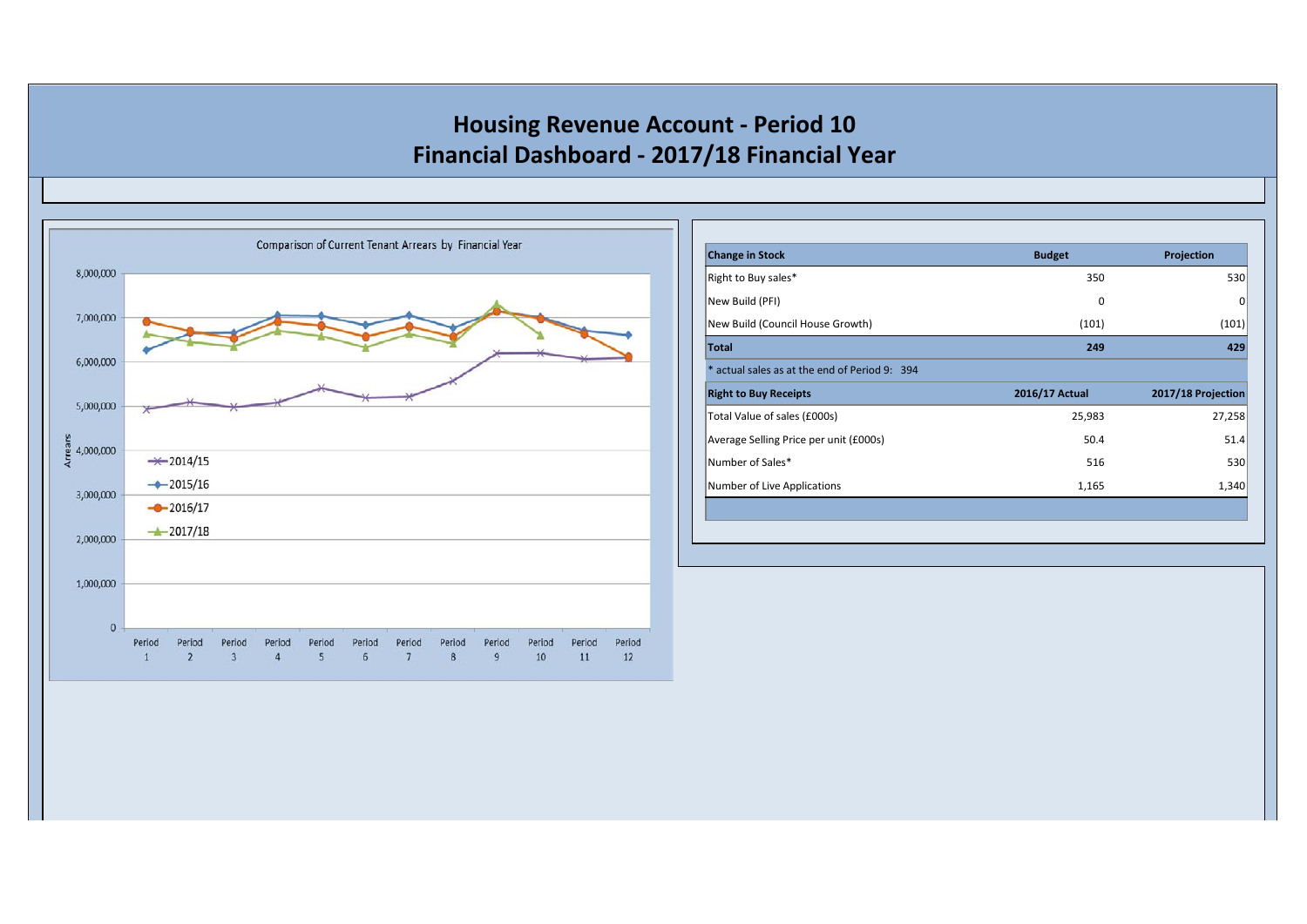# Housing Revenue Account - Period 10
# Financial Dashboard - 2017/18 Financial Year

Comparison of Current Tenant Arrears by Financial Year

| Change in Stock | Budget | Projection |
|---|---|---|
| Right to Buy sales* | 350 | 530 |
| New Build (PFI) | 0 | 0 |
| New Build (Council House Growth) | (101) | (101) |
| **Total** | **249** | **429** |

\* actual sales as at the end of Period 9: 394

| Right to Buy Receipts | 2016/17 Actual | 2017/18 Projection |
|---|---|---|
| Total Value of sales (£000s) | 25,983 | 27,258 |
| Average Selling Price per unit (£000s) | 50.4 | 51.4 |
| Number of Sales* | 516 | 530 |
| Number of Live Applications | 1,165 | 1,340 |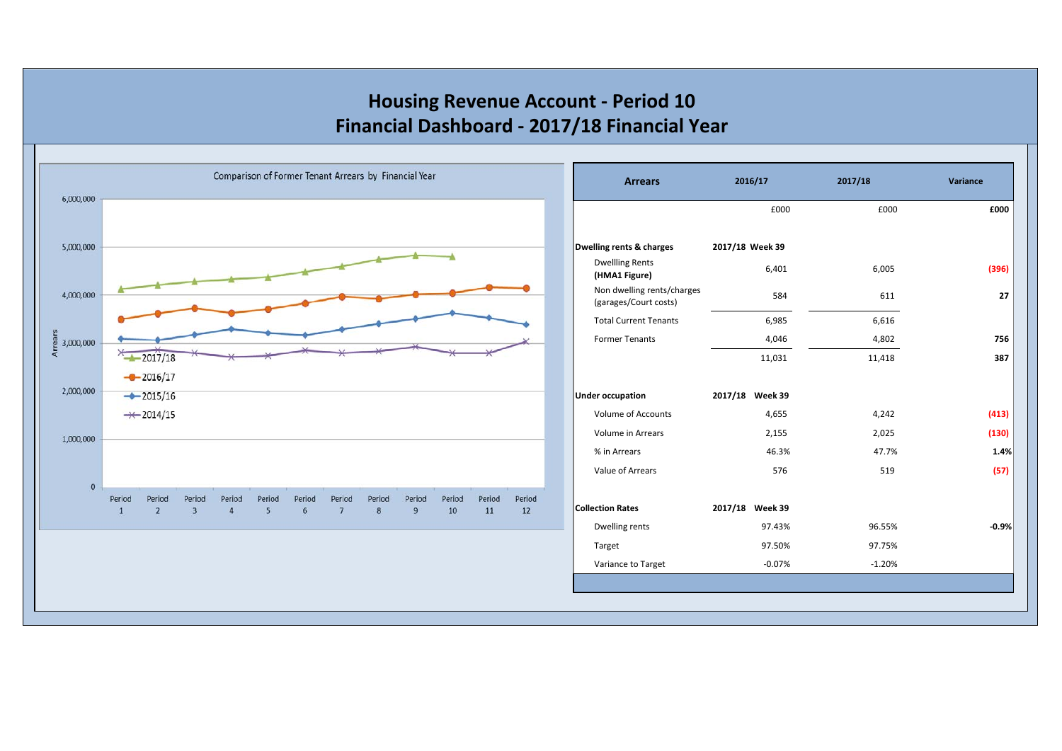# Housing Revenue Account - Period 10
# Financial Dashboard - 2017/18 Financial Year

Comparison of Former Tenant Arrears by Financial Year

| Arrears | 2016/17 | 2017/18 | Variance |
|---|---|---|---|
| | £000 | £000 | **£000** |
| **Dwelling rents & charges** | **2017/18 Week 39** | | |
| Dwellling Rents **(HMA1 Figure)** | 6,401 | 6,005 | **(396)** |
| Non dwelling rents/charges (garages/Court costs) | 584 | 611 | **27** |
| Total Current Tenants | 6,985 | 6,616 | |
| Former Tenants | 4,046 | 4,802 | **756** |
| | 11,031 | 11,418 | **387** |
| **Under occupation** | **2017/18 Week 39** | | |
| Volume of Accounts | 4,655 | 4,242 | **(413)** |
| Volume in Arrears | 2,155 | 2,025 | **(130)** |
| % in Arrears | 46.3% | 47.7% | **1.4%** |
| Value of Arrears | 576 | 519 | **(57)** |
| **Collection Rates** | **2017/18 Week 39** | | |
| Dwelling rents | 97.43% | 96.55% | **-0.9%** |
| Target | 97.50% | 97.75% | |
| Variance to Target | -0.07% | -1.20% | |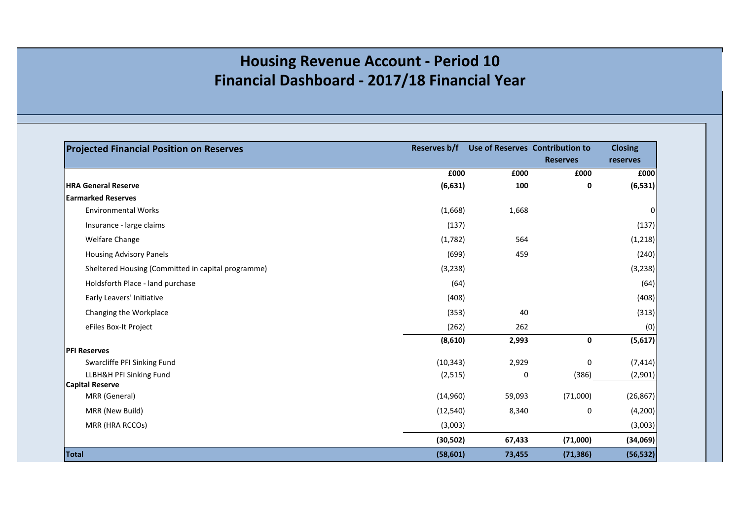# Housing Revenue Account - Period 10
# Financial Dashboard - 2017/18 Financial Year

| Projected Financial Position on Reserves | Reserves b/f | Use of Reserves | Contribution to Reserves | Closing reserves |
|---|---|---|---|---|
| | £000 | £000 | £000 | £000 |
| **HRA General Reserve** | **(6,631)** | **100** | **0** | **(6,531)** |
| **Earmarked Reserves** | | | | |
| Environmental Works | (1,668) | 1,668 | | 0 |
| Insurance - large claims | (137) | | | (137) |
| Welfare Change | (1,782) | 564 | | (1,218) |
| Housing Advisory Panels | (699) | 459 | | (240) |
| Sheltered Housing (Committed in capital programme) | (3,238) | | | (3,238) |
| Holdsforth Place - land purchase | (64) | | | (64) |
| Early Leavers' Initiative | (408) | | | (408) |
| Changing the Workplace | (353) | 40 | | (313) |
| eFiles Box-It Project | (262) | 262 | | (0) |
| | **(8,610)** | **2,993** | **0** | **(5,617)** |
| **PFI Reserves** | | | | |
| Swarcliffe PFI Sinking Fund | (10,343) | 2,929 | 0 | (7,414) |
| LLBH&H PFI Sinking Fund | (2,515) | 0 | (386) | (2,901) |
| **Capital Reserve** | | | | |
| MRR (General) | (14,960) | 59,093 | (71,000) | (26,867) |
| MRR (New Build) | (12,540) | 8,340 | 0 | (4,200) |
| MRR (HRA RCCOs) | (3,003) | | | (3,003) |
| | **(30,502)** | **67,433** | **(71,000)** | **(34,069)** |
| **Total** | **(58,601)** | **73,455** | **(71,386)** | **(56,532)** |